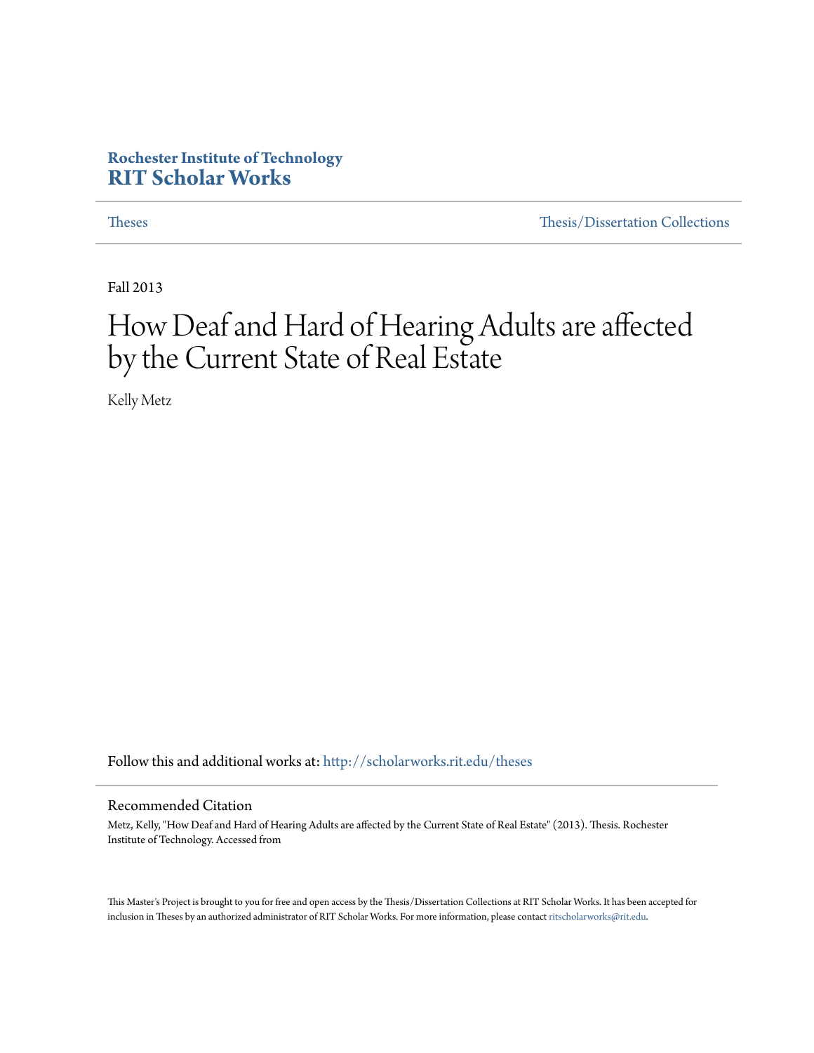**Rochester Institute of Technology**
**RIT Scholar Works**

Theses | Thesis/Dissertation Collections

Fall 2013

# How Deaf and Hard of Hearing Adults are affected by the Current State of Real Estate

Kelly Metz

Follow this and additional works at: http://scholarworks.rit.edu/theses

## Recommended Citation

Metz, Kelly, "How Deaf and Hard of Hearing Adults are affected by the Current State of Real Estate" (2013). Thesis. Rochester Institute of Technology. Accessed from

This Master's Project is brought to you for free and open access by the Thesis/Dissertation Collections at RIT Scholar Works. It has been accepted for inclusion in Theses by an authorized administrator of RIT Scholar Works. For more information, please contact ritscholarworks@rit.edu.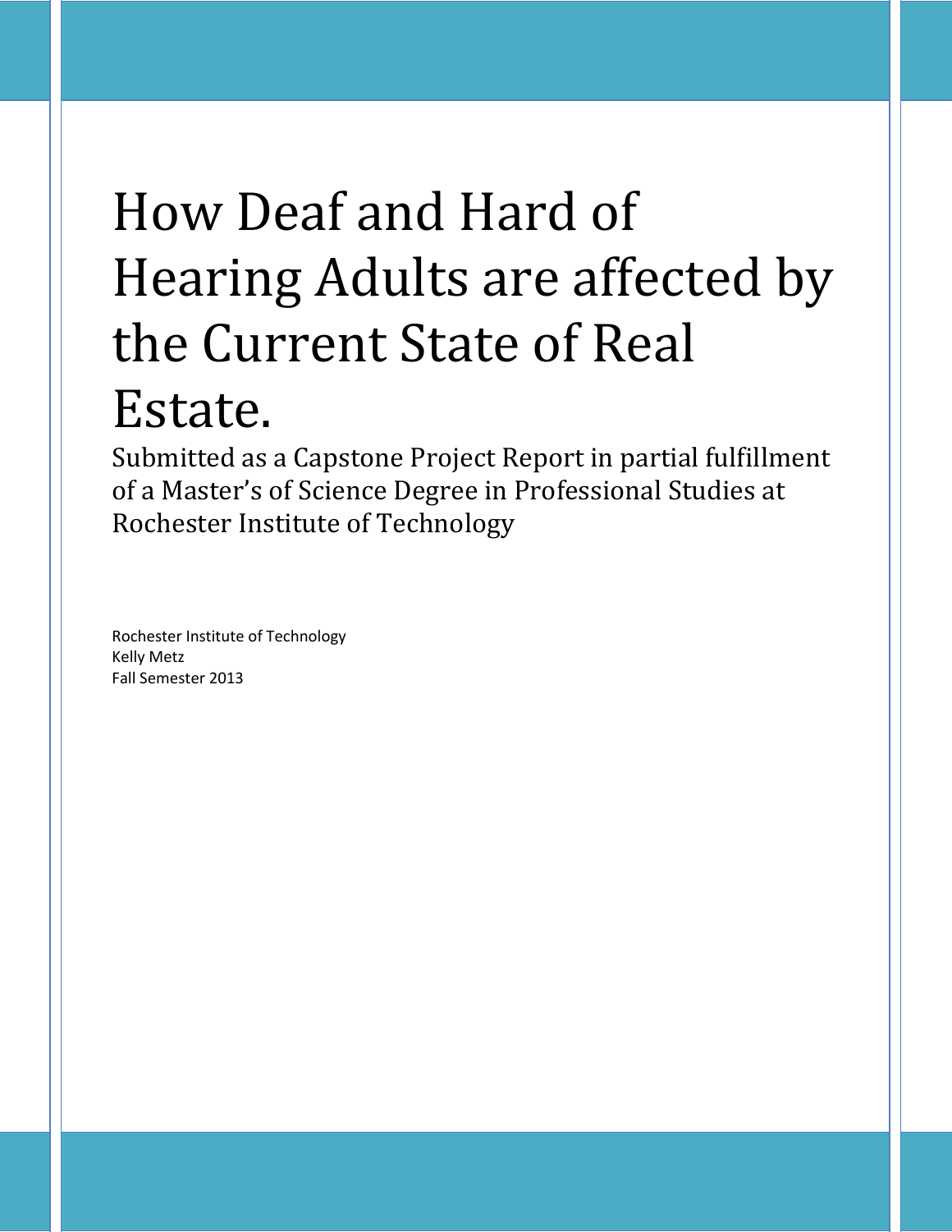# How Deaf and Hard of Hearing Adults are affected by the Current State of Real Estate.

Submitted as a Capstone Project Report in partial fulfillment of a Master's of Science Degree in Professional Studies at Rochester Institute of Technology

Rochester Institute of Technology
Kelly Metz
Fall Semester 2013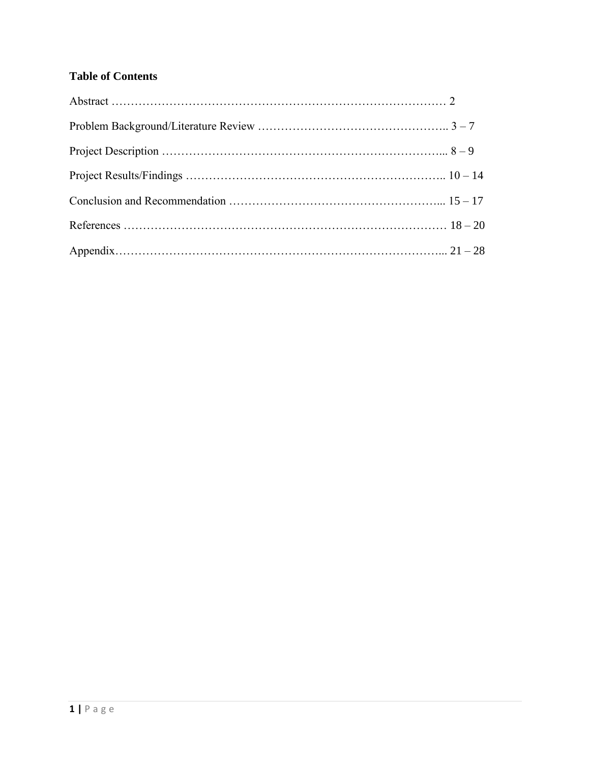**Table of Contents**

Abstract ……………………………………………………………………………… 2

Problem Background/Literature Review ………………………………………….. 3 – 7

Project Description ………………………………………………………………... 8 – 9

Project Results/Findings …………………………………………………………….. 10 – 14

Conclusion and Recommendation ……………………………………………... 15 – 17

References ………………………………………………………………………… 18 – 20

Appendix…………………………………………………………………………... 21 – 28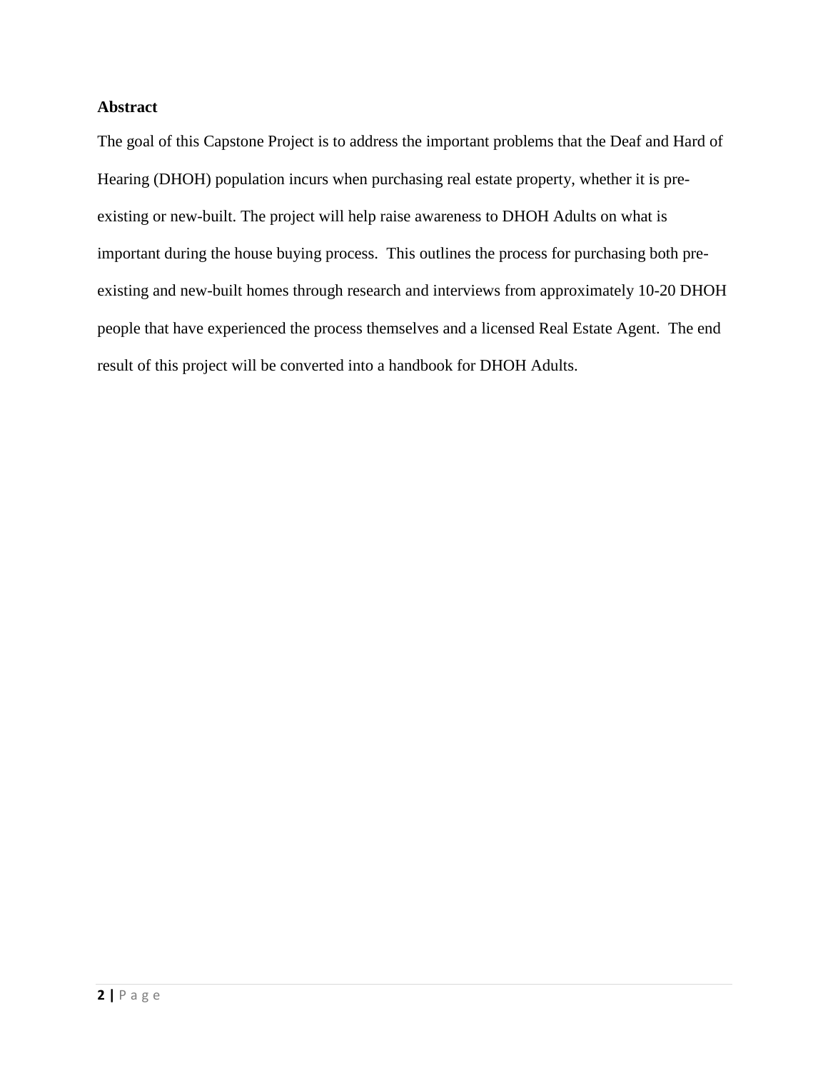## Abstract

The goal of this Capstone Project is to address the important problems that the Deaf and Hard of Hearing (DHOH) population incurs when purchasing real estate property, whether it is pre-existing or new-built. The project will help raise awareness to DHOH Adults on what is important during the house buying process. This outlines the process for purchasing both pre-existing and new-built homes through research and interviews from approximately 10-20 DHOH people that have experienced the process themselves and a licensed Real Estate Agent. The end result of this project will be converted into a handbook for DHOH Adults.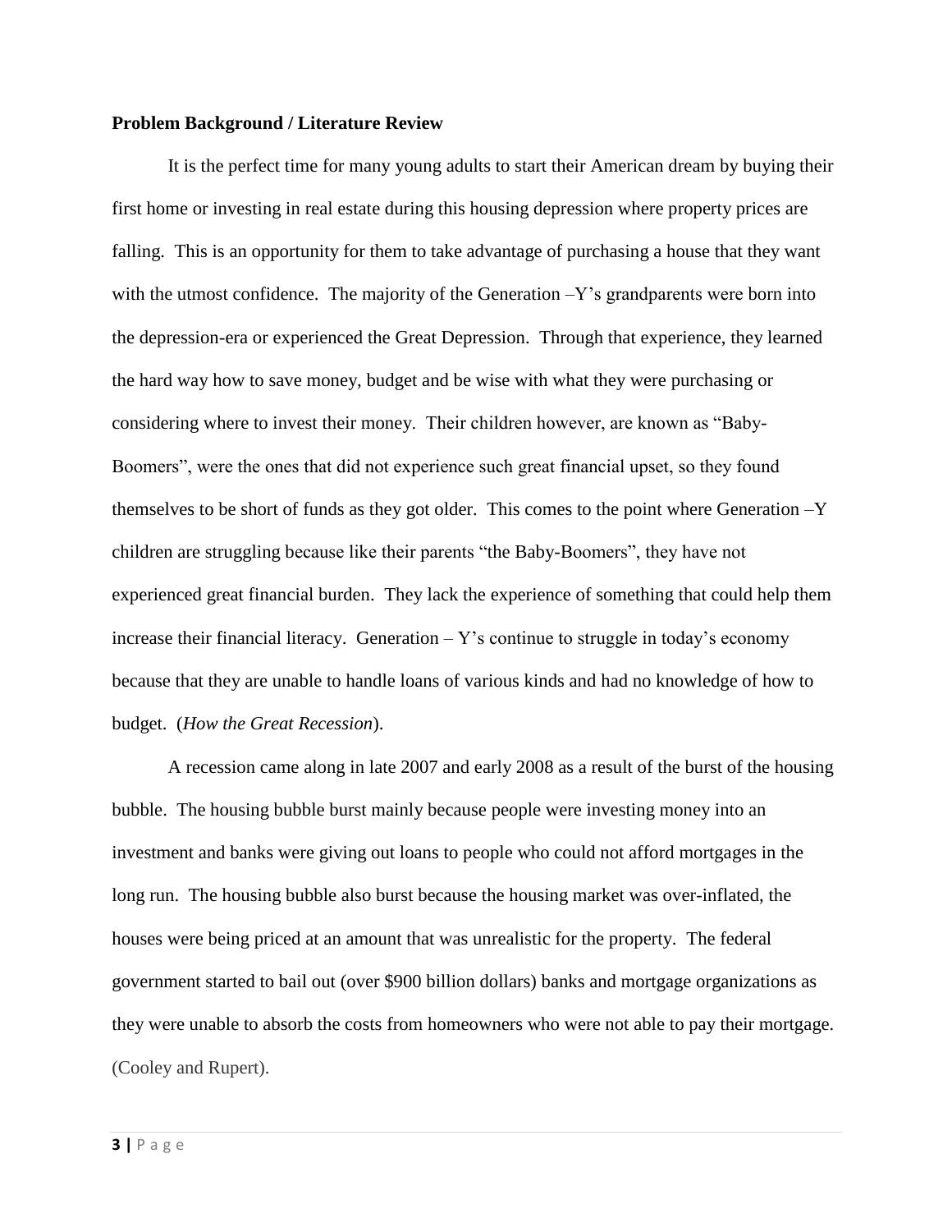**Problem Background / Literature Review**

It is the perfect time for many young adults to start their American dream by buying their first home or investing in real estate during this housing depression where property prices are falling. This is an opportunity for them to take advantage of purchasing a house that they want with the utmost confidence. The majority of the Generation –Y's grandparents were born into the depression-era or experienced the Great Depression. Through that experience, they learned the hard way how to save money, budget and be wise with what they were purchasing or considering where to invest their money. Their children however, are known as "Baby-Boomers", were the ones that did not experience such great financial upset, so they found themselves to be short of funds as they got older. This comes to the point where Generation –Y children are struggling because like their parents "the Baby-Boomers", they have not experienced great financial burden. They lack the experience of something that could help them increase their financial literacy. Generation – Y's continue to struggle in today's economy because that they are unable to handle loans of various kinds and had no knowledge of how to budget. (*How the Great Recession*).

A recession came along in late 2007 and early 2008 as a result of the burst of the housing bubble. The housing bubble burst mainly because people were investing money into an investment and banks were giving out loans to people who could not afford mortgages in the long run. The housing bubble also burst because the housing market was over-inflated, the houses were being priced at an amount that was unrealistic for the property. The federal government started to bail out (over $900 billion dollars) banks and mortgage organizations as they were unable to absorb the costs from homeowners who were not able to pay their mortgage. (Cooley and Rupert).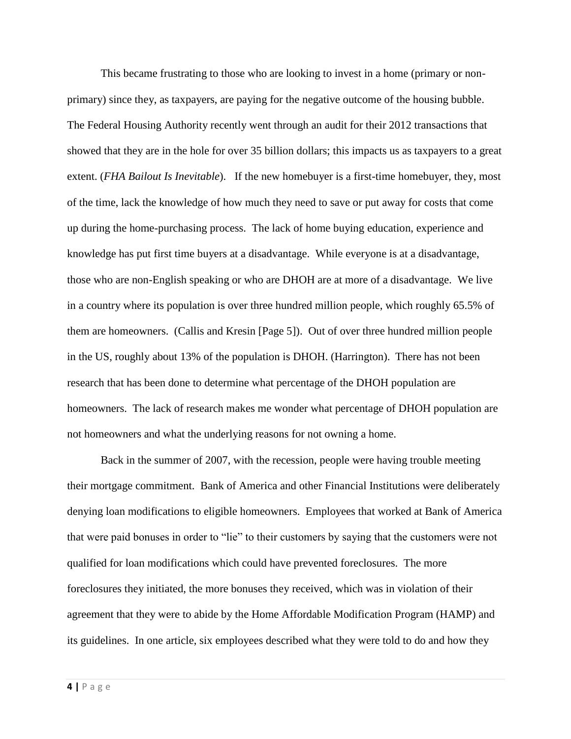This became frustrating to those who are looking to invest in a home (primary or non-primary) since they, as taxpayers, are paying for the negative outcome of the housing bubble. The Federal Housing Authority recently went through an audit for their 2012 transactions that showed that they are in the hole for over 35 billion dollars; this impacts us as taxpayers to a great extent. (*FHA Bailout Is Inevitable*). If the new homebuyer is a first-time homebuyer, they, most of the time, lack the knowledge of how much they need to save or put away for costs that come up during the home-purchasing process. The lack of home buying education, experience and knowledge has put first time buyers at a disadvantage. While everyone is at a disadvantage, those who are non-English speaking or who are DHOH are at more of a disadvantage. We live in a country where its population is over three hundred million people, which roughly 65.5% of them are homeowners. (Callis and Kresin [Page 5]). Out of over three hundred million people in the US, roughly about 13% of the population is DHOH. (Harrington). There has not been research that has been done to determine what percentage of the DHOH population are homeowners. The lack of research makes me wonder what percentage of DHOH population are not homeowners and what the underlying reasons for not owning a home.

Back in the summer of 2007, with the recession, people were having trouble meeting their mortgage commitment. Bank of America and other Financial Institutions were deliberately denying loan modifications to eligible homeowners. Employees that worked at Bank of America that were paid bonuses in order to "lie" to their customers by saying that the customers were not qualified for loan modifications which could have prevented foreclosures. The more foreclosures they initiated, the more bonuses they received, which was in violation of their agreement that they were to abide by the Home Affordable Modification Program (HAMP) and its guidelines. In one article, six employees described what they were told to do and how they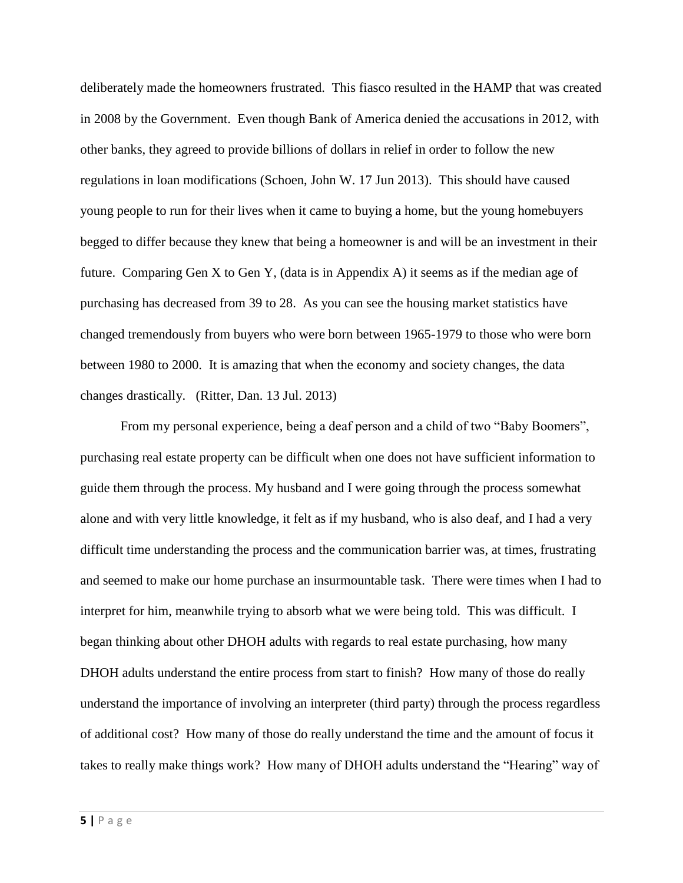deliberately made the homeowners frustrated. This fiasco resulted in the HAMP that was created in 2008 by the Government. Even though Bank of America denied the accusations in 2012, with other banks, they agreed to provide billions of dollars in relief in order to follow the new regulations in loan modifications (Schoen, John W. 17 Jun 2013). This should have caused young people to run for their lives when it came to buying a home, but the young homebuyers begged to differ because they knew that being a homeowner is and will be an investment in their future. Comparing Gen X to Gen Y, (data is in Appendix A) it seems as if the median age of purchasing has decreased from 39 to 28. As you can see the housing market statistics have changed tremendously from buyers who were born between 1965-1979 to those who were born between 1980 to 2000. It is amazing that when the economy and society changes, the data changes drastically. (Ritter, Dan. 13 Jul. 2013)

From my personal experience, being a deaf person and a child of two "Baby Boomers", purchasing real estate property can be difficult when one does not have sufficient information to guide them through the process. My husband and I were going through the process somewhat alone and with very little knowledge, it felt as if my husband, who is also deaf, and I had a very difficult time understanding the process and the communication barrier was, at times, frustrating and seemed to make our home purchase an insurmountable task. There were times when I had to interpret for him, meanwhile trying to absorb what we were being told. This was difficult. I began thinking about other DHOH adults with regards to real estate purchasing, how many DHOH adults understand the entire process from start to finish? How many of those do really understand the importance of involving an interpreter (third party) through the process regardless of additional cost? How many of those do really understand the time and the amount of focus it takes to really make things work? How many of DHOH adults understand the "Hearing" way of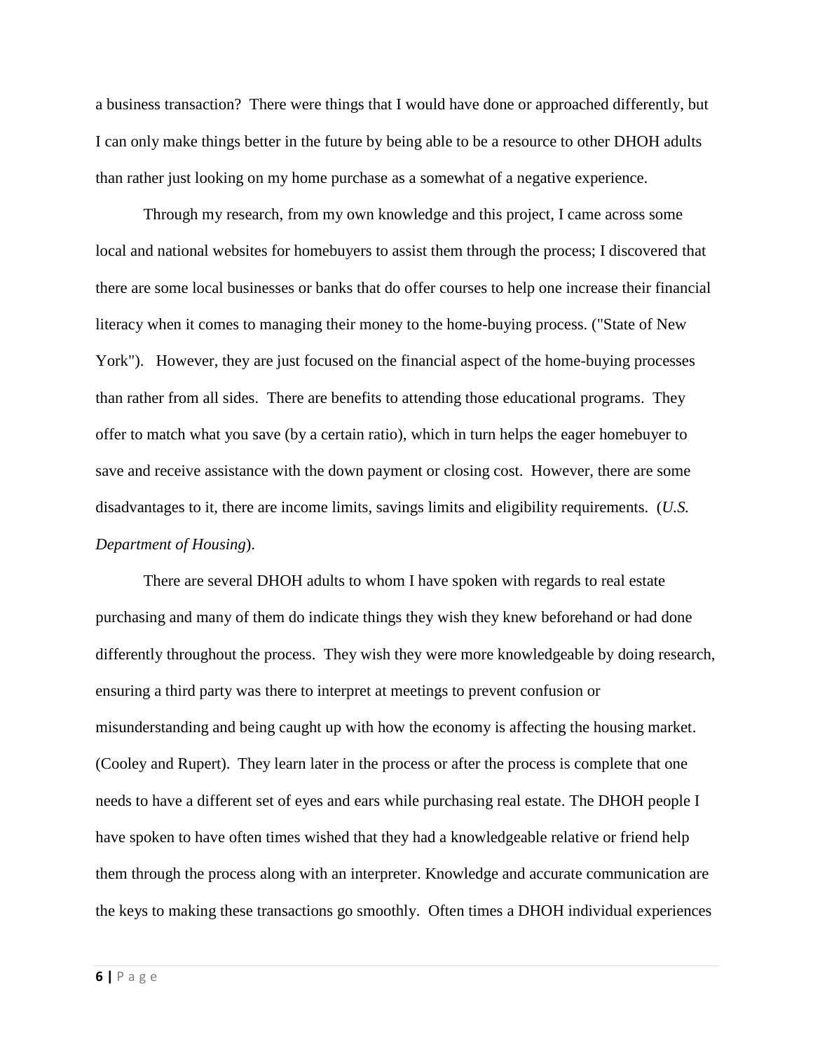a business transaction? There were things that I would have done or approached differently, but I can only make things better in the future by being able to be a resource to other DHOH adults than rather just looking on my home purchase as a somewhat of a negative experience.

Through my research, from my own knowledge and this project, I came across some local and national websites for homebuyers to assist them through the process; I discovered that there are some local businesses or banks that do offer courses to help one increase their financial literacy when it comes to managing their money to the home-buying process. ("State of New York"). However, they are just focused on the financial aspect of the home-buying processes than rather from all sides. There are benefits to attending those educational programs. They offer to match what you save (by a certain ratio), which in turn helps the eager homebuyer to save and receive assistance with the down payment or closing cost. However, there are some disadvantages to it, there are income limits, savings limits and eligibility requirements. (*U.S. Department of Housing*).

There are several DHOH adults to whom I have spoken with regards to real estate purchasing and many of them do indicate things they wish they knew beforehand or had done differently throughout the process. They wish they were more knowledgeable by doing research, ensuring a third party was there to interpret at meetings to prevent confusion or misunderstanding and being caught up with how the economy is affecting the housing market. (Cooley and Rupert). They learn later in the process or after the process is complete that one needs to have a different set of eyes and ears while purchasing real estate. The DHOH people I have spoken to have often times wished that they had a knowledgeable relative or friend help them through the process along with an interpreter. Knowledge and accurate communication are the keys to making these transactions go smoothly. Often times a DHOH individual experiences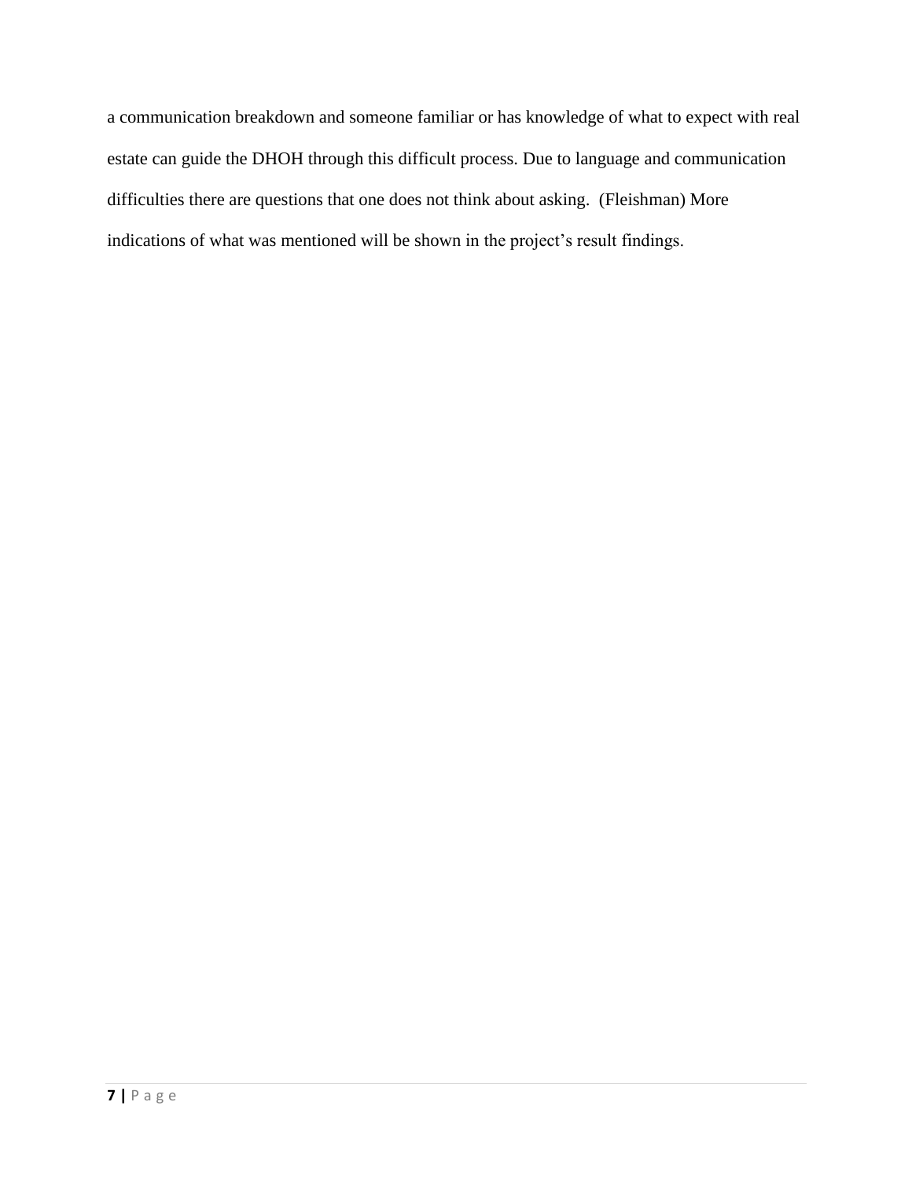a communication breakdown and someone familiar or has knowledge of what to expect with real estate can guide the DHOH through this difficult process. Due to language and communication difficulties there are questions that one does not think about asking. (Fleishman) More indications of what was mentioned will be shown in the project's result findings.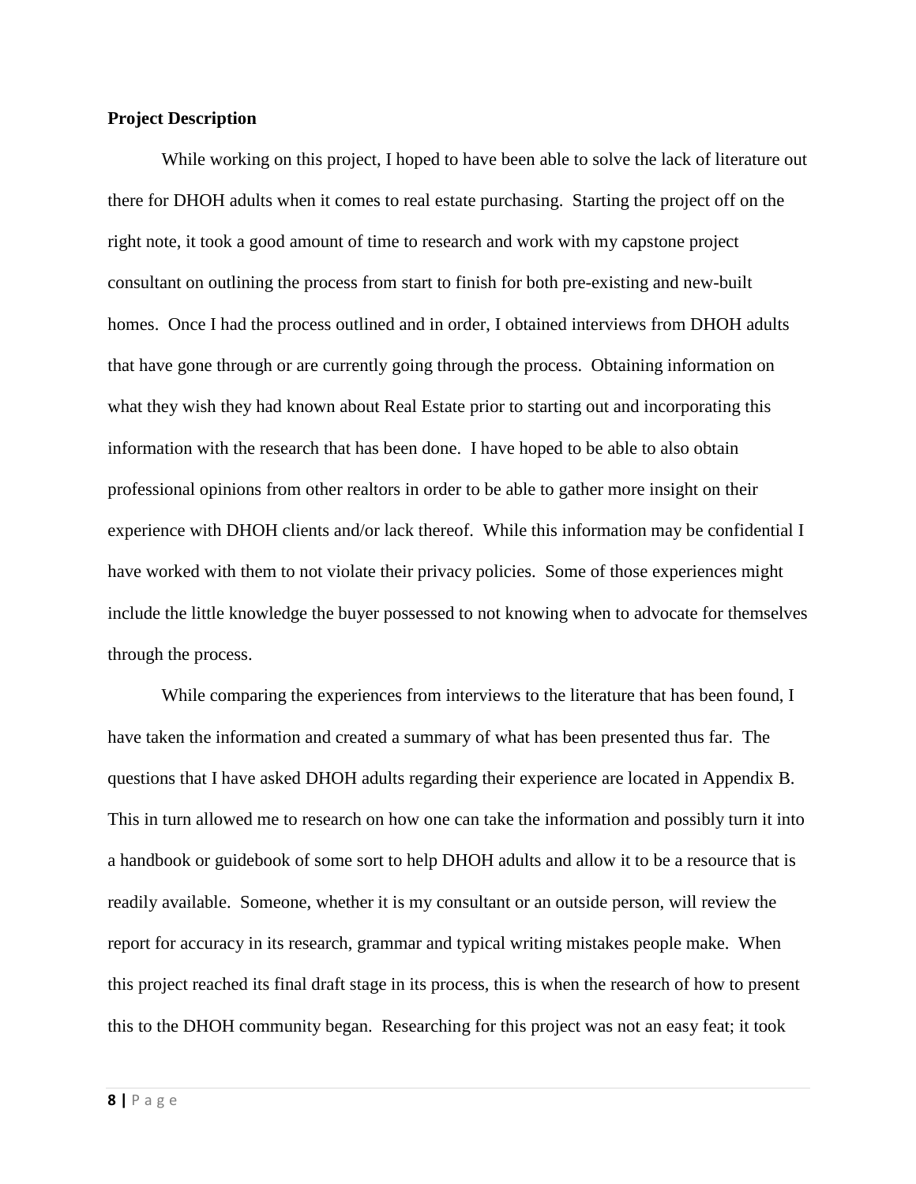**Project Description**

While working on this project, I hoped to have been able to solve the lack of literature out there for DHOH adults when it comes to real estate purchasing. Starting the project off on the right note, it took a good amount of time to research and work with my capstone project consultant on outlining the process from start to finish for both pre-existing and new-built homes. Once I had the process outlined and in order, I obtained interviews from DHOH adults that have gone through or are currently going through the process. Obtaining information on what they wish they had known about Real Estate prior to starting out and incorporating this information with the research that has been done. I have hoped to be able to also obtain professional opinions from other realtors in order to be able to gather more insight on their experience with DHOH clients and/or lack thereof. While this information may be confidential I have worked with them to not violate their privacy policies. Some of those experiences might include the little knowledge the buyer possessed to not knowing when to advocate for themselves through the process.

While comparing the experiences from interviews to the literature that has been found, I have taken the information and created a summary of what has been presented thus far. The questions that I have asked DHOH adults regarding their experience are located in Appendix B. This in turn allowed me to research on how one can take the information and possibly turn it into a handbook or guidebook of some sort to help DHOH adults and allow it to be a resource that is readily available. Someone, whether it is my consultant or an outside person, will review the report for accuracy in its research, grammar and typical writing mistakes people make. When this project reached its final draft stage in its process, this is when the research of how to present this to the DHOH community began. Researching for this project was not an easy feat; it took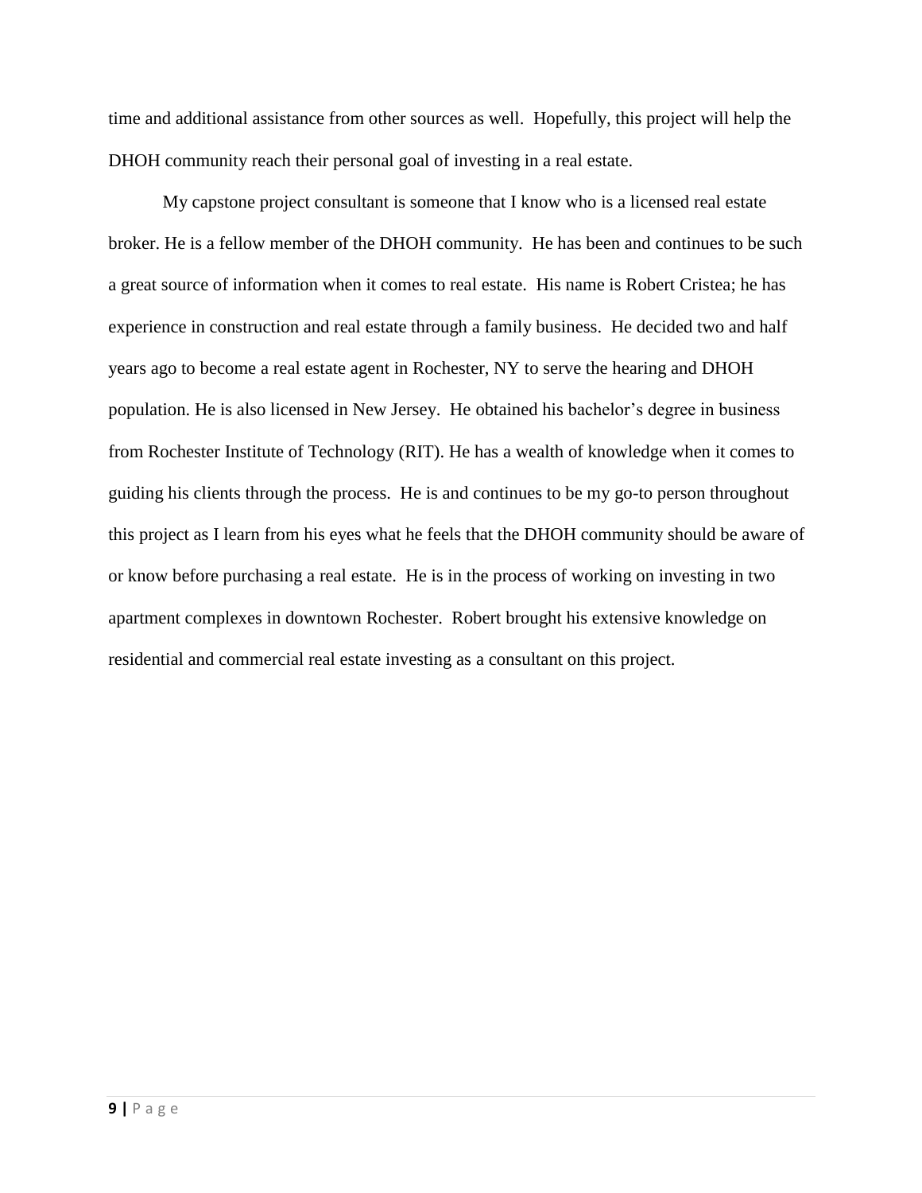time and additional assistance from other sources as well. Hopefully, this project will help the DHOH community reach their personal goal of investing in a real estate.

My capstone project consultant is someone that I know who is a licensed real estate broker. He is a fellow member of the DHOH community. He has been and continues to be such a great source of information when it comes to real estate. His name is Robert Cristea; he has experience in construction and real estate through a family business. He decided two and half years ago to become a real estate agent in Rochester, NY to serve the hearing and DHOH population. He is also licensed in New Jersey. He obtained his bachelor's degree in business from Rochester Institute of Technology (RIT). He has a wealth of knowledge when it comes to guiding his clients through the process. He is and continues to be my go-to person throughout this project as I learn from his eyes what he feels that the DHOH community should be aware of or know before purchasing a real estate. He is in the process of working on investing in two apartment complexes in downtown Rochester. Robert brought his extensive knowledge on residential and commercial real estate investing as a consultant on this project.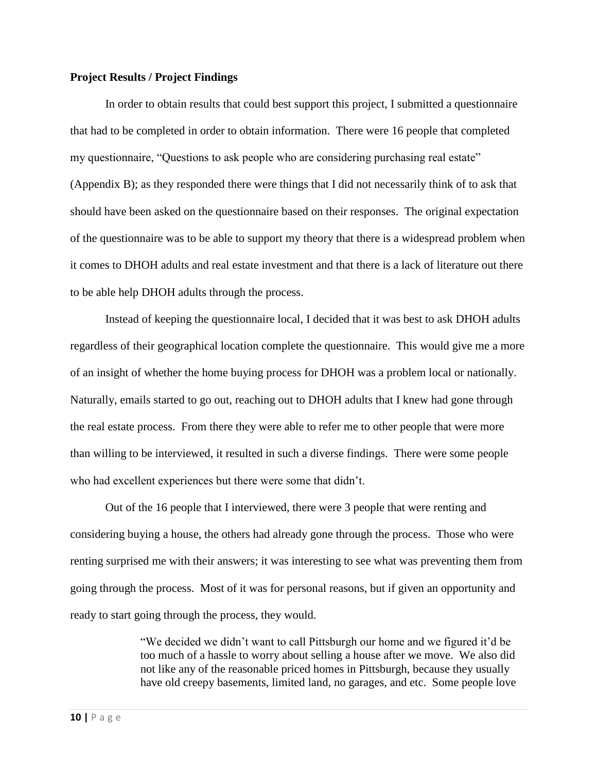**Project Results / Project Findings**

In order to obtain results that could best support this project, I submitted a questionnaire that had to be completed in order to obtain information. There were 16 people that completed my questionnaire, "Questions to ask people who are considering purchasing real estate" (Appendix B); as they responded there were things that I did not necessarily think of to ask that should have been asked on the questionnaire based on their responses. The original expectation of the questionnaire was to be able to support my theory that there is a widespread problem when it comes to DHOH adults and real estate investment and that there is a lack of literature out there to be able help DHOH adults through the process.

Instead of keeping the questionnaire local, I decided that it was best to ask DHOH adults regardless of their geographical location complete the questionnaire. This would give me a more of an insight of whether the home buying process for DHOH was a problem local or nationally. Naturally, emails started to go out, reaching out to DHOH adults that I knew had gone through the real estate process. From there they were able to refer me to other people that were more than willing to be interviewed, it resulted in such a diverse findings. There were some people who had excellent experiences but there were some that didn't.

Out of the 16 people that I interviewed, there were 3 people that were renting and considering buying a house, the others had already gone through the process. Those who were renting surprised me with their answers; it was interesting to see what was preventing them from going through the process. Most of it was for personal reasons, but if given an opportunity and ready to start going through the process, they would.

> "We decided we didn't want to call Pittsburgh our home and we figured it'd be too much of a hassle to worry about selling a house after we move. We also did not like any of the reasonable priced homes in Pittsburgh, because they usually have old creepy basements, limited land, no garages, and etc. Some people love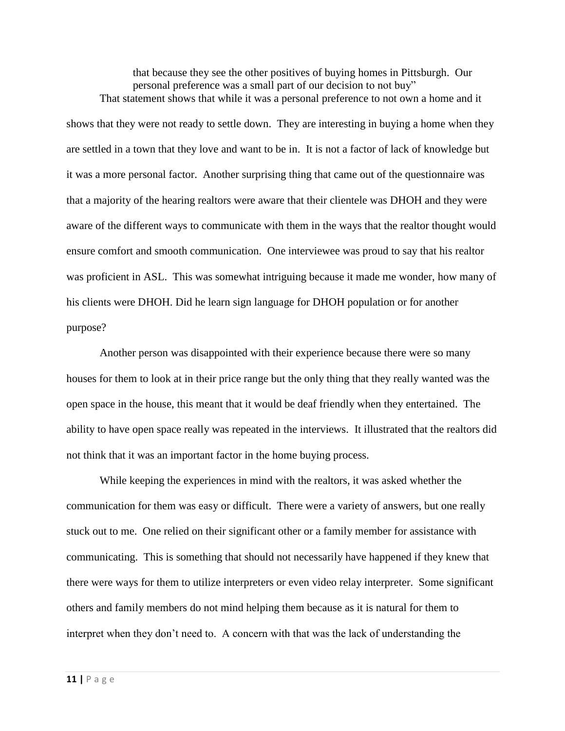> that because they see the other positives of buying homes in Pittsburgh. Our personal preference was a small part of our decision to not buy"

That statement shows that while it was a personal preference to not own a home and it shows that they were not ready to settle down. They are interesting in buying a home when they are settled in a town that they love and want to be in. It is not a factor of lack of knowledge but it was a more personal factor. Another surprising thing that came out of the questionnaire was that a majority of the hearing realtors were aware that their clientele was DHOH and they were aware of the different ways to communicate with them in the ways that the realtor thought would ensure comfort and smooth communication. One interviewee was proud to say that his realtor was proficient in ASL. This was somewhat intriguing because it made me wonder, how many of his clients were DHOH. Did he learn sign language for DHOH population or for another purpose?

Another person was disappointed with their experience because there were so many houses for them to look at in their price range but the only thing that they really wanted was the open space in the house, this meant that it would be deaf friendly when they entertained. The ability to have open space really was repeated in the interviews. It illustrated that the realtors did not think that it was an important factor in the home buying process.

While keeping the experiences in mind with the realtors, it was asked whether the communication for them was easy or difficult. There were a variety of answers, but one really stuck out to me. One relied on their significant other or a family member for assistance with communicating. This is something that should not necessarily have happened if they knew that there were ways for them to utilize interpreters or even video relay interpreter. Some significant others and family members do not mind helping them because as it is natural for them to interpret when they don't need to. A concern with that was the lack of understanding the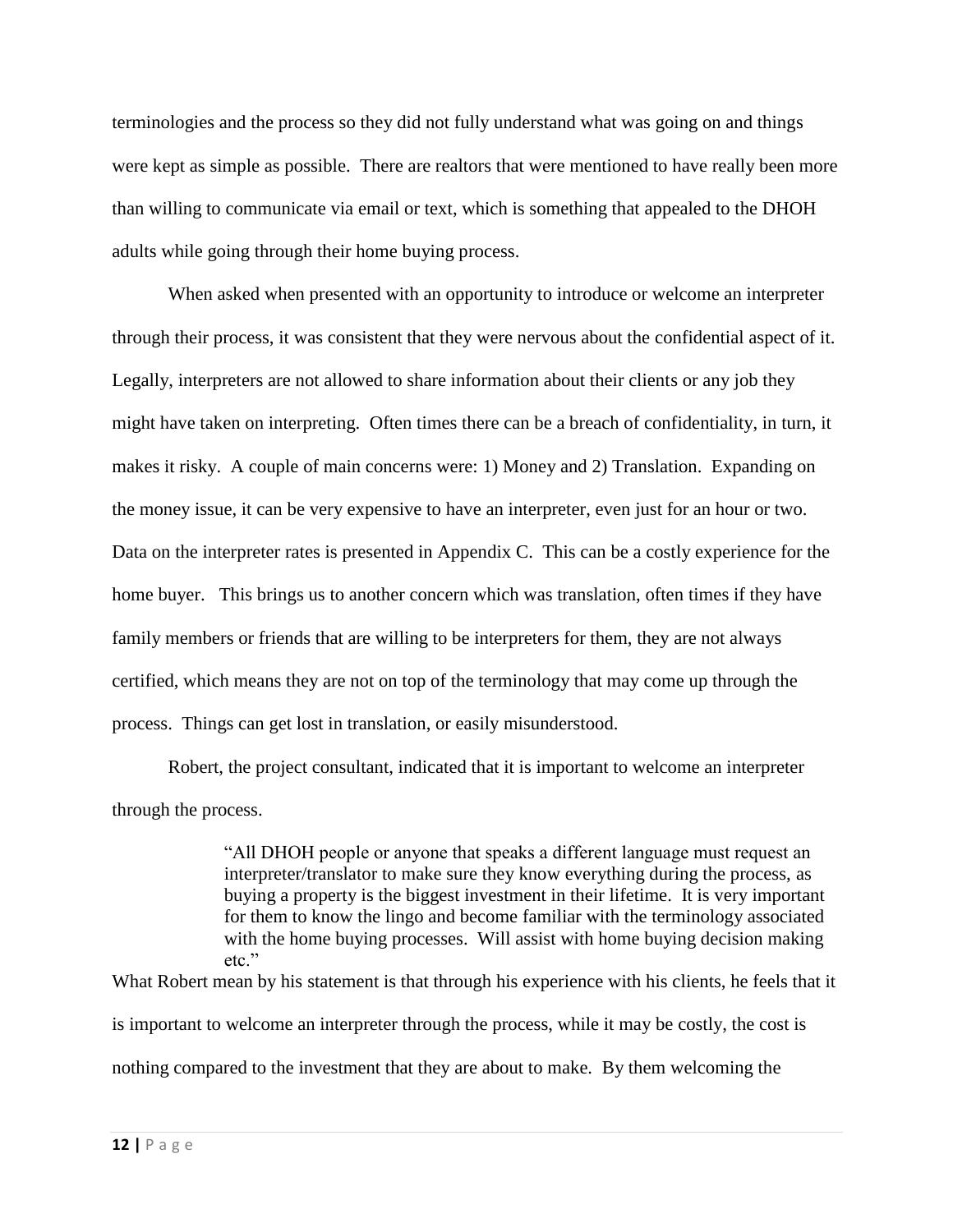terminologies and the process so they did not fully understand what was going on and things were kept as simple as possible. There are realtors that were mentioned to have really been more than willing to communicate via email or text, which is something that appealed to the DHOH adults while going through their home buying process.

When asked when presented with an opportunity to introduce or welcome an interpreter through their process, it was consistent that they were nervous about the confidential aspect of it. Legally, interpreters are not allowed to share information about their clients or any job they might have taken on interpreting. Often times there can be a breach of confidentiality, in turn, it makes it risky. A couple of main concerns were: 1) Money and 2) Translation. Expanding on the money issue, it can be very expensive to have an interpreter, even just for an hour or two. Data on the interpreter rates is presented in Appendix C. This can be a costly experience for the home buyer. This brings us to another concern which was translation, often times if they have family members or friends that are willing to be interpreters for them, they are not always certified, which means they are not on top of the terminology that may come up through the process. Things can get lost in translation, or easily misunderstood.

Robert, the project consultant, indicated that it is important to welcome an interpreter through the process.

> "All DHOH people or anyone that speaks a different language must request an interpreter/translator to make sure they know everything during the process, as buying a property is the biggest investment in their lifetime. It is very important for them to know the lingo and become familiar with the terminology associated with the home buying processes. Will assist with home buying decision making etc."

What Robert mean by his statement is that through his experience with his clients, he feels that it is important to welcome an interpreter through the process, while it may be costly, the cost is nothing compared to the investment that they are about to make. By them welcoming the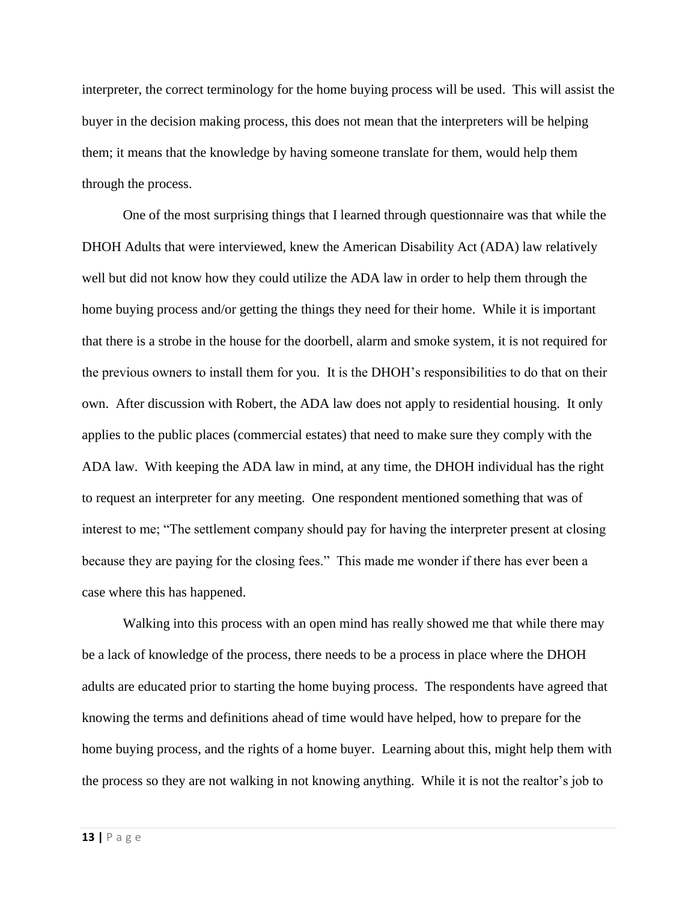interpreter, the correct terminology for the home buying process will be used. This will assist the buyer in the decision making process, this does not mean that the interpreters will be helping them; it means that the knowledge by having someone translate for them, would help them through the process.

One of the most surprising things that I learned through questionnaire was that while the DHOH Adults that were interviewed, knew the American Disability Act (ADA) law relatively well but did not know how they could utilize the ADA law in order to help them through the home buying process and/or getting the things they need for their home. While it is important that there is a strobe in the house for the doorbell, alarm and smoke system, it is not required for the previous owners to install them for you. It is the DHOH's responsibilities to do that on their own. After discussion with Robert, the ADA law does not apply to residential housing. It only applies to the public places (commercial estates) that need to make sure they comply with the ADA law. With keeping the ADA law in mind, at any time, the DHOH individual has the right to request an interpreter for any meeting. One respondent mentioned something that was of interest to me; "The settlement company should pay for having the interpreter present at closing because they are paying for the closing fees." This made me wonder if there has ever been a case where this has happened.

Walking into this process with an open mind has really showed me that while there may be a lack of knowledge of the process, there needs to be a process in place where the DHOH adults are educated prior to starting the home buying process. The respondents have agreed that knowing the terms and definitions ahead of time would have helped, how to prepare for the home buying process, and the rights of a home buyer. Learning about this, might help them with the process so they are not walking in not knowing anything. While it is not the realtor's job to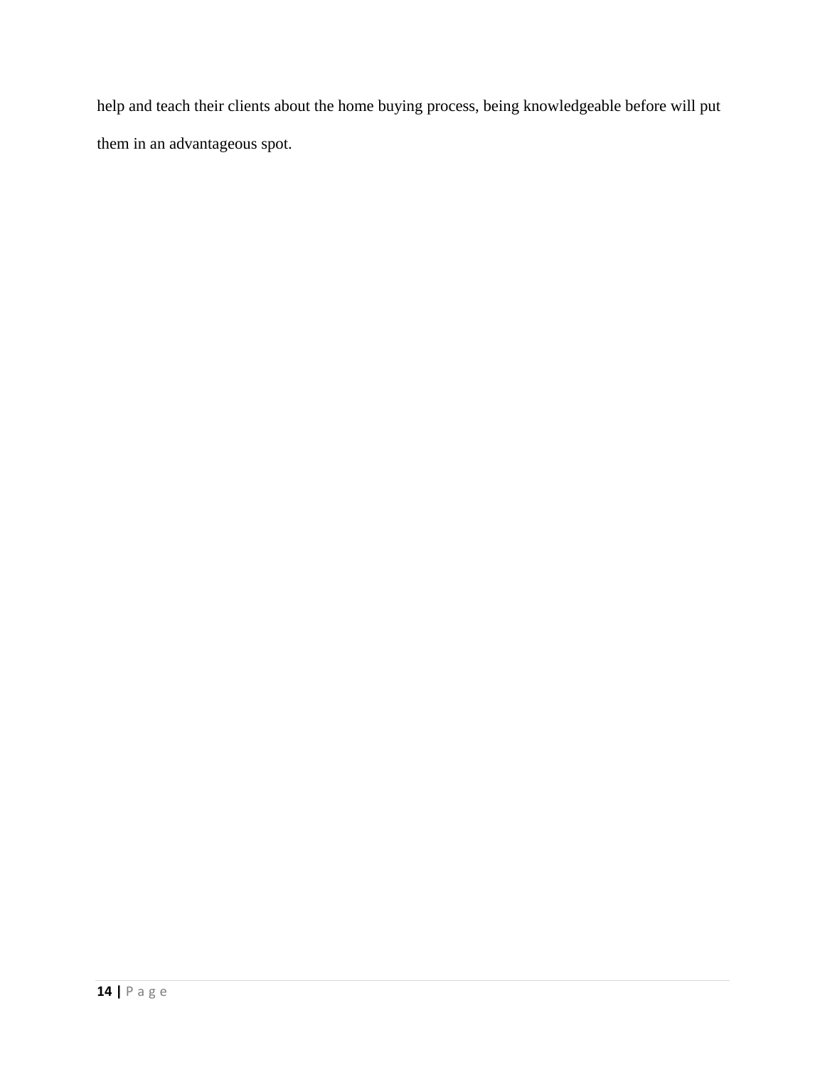help and teach their clients about the home buying process, being knowledgeable before will put them in an advantageous spot.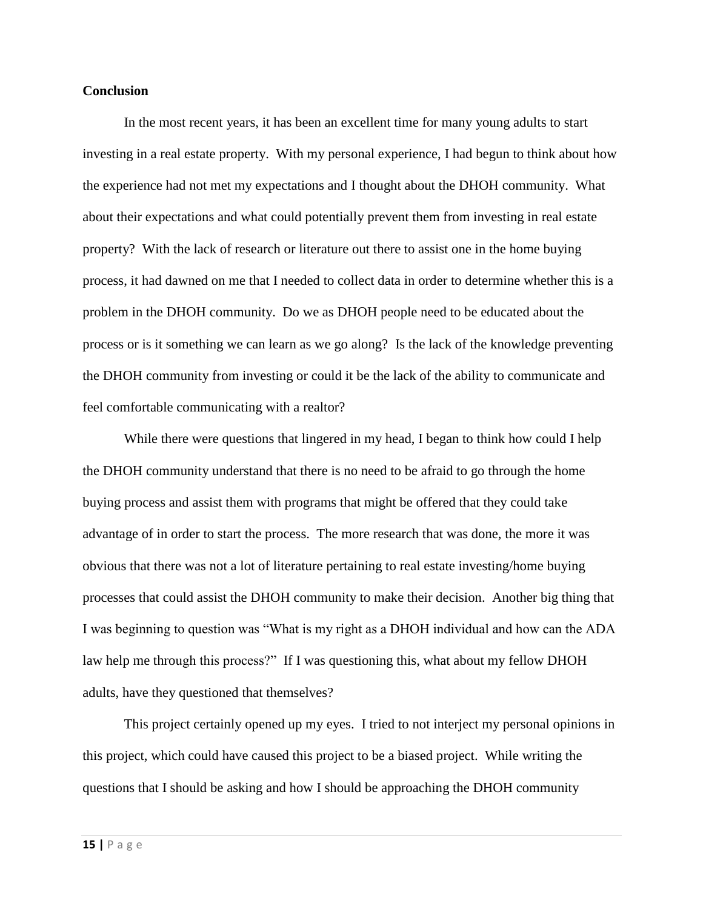**Conclusion**

In the most recent years, it has been an excellent time for many young adults to start investing in a real estate property. With my personal experience, I had begun to think about how the experience had not met my expectations and I thought about the DHOH community. What about their expectations and what could potentially prevent them from investing in real estate property? With the lack of research or literature out there to assist one in the home buying process, it had dawned on me that I needed to collect data in order to determine whether this is a problem in the DHOH community. Do we as DHOH people need to be educated about the process or is it something we can learn as we go along? Is the lack of the knowledge preventing the DHOH community from investing or could it be the lack of the ability to communicate and feel comfortable communicating with a realtor?

While there were questions that lingered in my head, I began to think how could I help the DHOH community understand that there is no need to be afraid to go through the home buying process and assist them with programs that might be offered that they could take advantage of in order to start the process. The more research that was done, the more it was obvious that there was not a lot of literature pertaining to real estate investing/home buying processes that could assist the DHOH community to make their decision. Another big thing that I was beginning to question was "What is my right as a DHOH individual and how can the ADA law help me through this process?" If I was questioning this, what about my fellow DHOH adults, have they questioned that themselves?

This project certainly opened up my eyes. I tried to not interject my personal opinions in this project, which could have caused this project to be a biased project. While writing the questions that I should be asking and how I should be approaching the DHOH community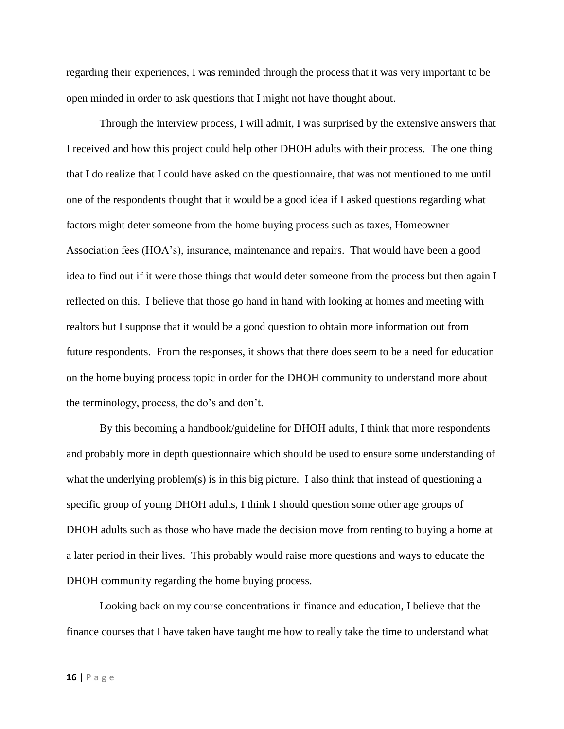regarding their experiences, I was reminded through the process that it was very important to be open minded in order to ask questions that I might not have thought about.

Through the interview process, I will admit, I was surprised by the extensive answers that I received and how this project could help other DHOH adults with their process. The one thing that I do realize that I could have asked on the questionnaire, that was not mentioned to me until one of the respondents thought that it would be a good idea if I asked questions regarding what factors might deter someone from the home buying process such as taxes, Homeowner Association fees (HOA's), insurance, maintenance and repairs. That would have been a good idea to find out if it were those things that would deter someone from the process but then again I reflected on this. I believe that those go hand in hand with looking at homes and meeting with realtors but I suppose that it would be a good question to obtain more information out from future respondents. From the responses, it shows that there does seem to be a need for education on the home buying process topic in order for the DHOH community to understand more about the terminology, process, the do's and don't.

By this becoming a handbook/guideline for DHOH adults, I think that more respondents and probably more in depth questionnaire which should be used to ensure some understanding of what the underlying problem(s) is in this big picture. I also think that instead of questioning a specific group of young DHOH adults, I think I should question some other age groups of DHOH adults such as those who have made the decision move from renting to buying a home at a later period in their lives. This probably would raise more questions and ways to educate the DHOH community regarding the home buying process.

Looking back on my course concentrations in finance and education, I believe that the finance courses that I have taken have taught me how to really take the time to understand what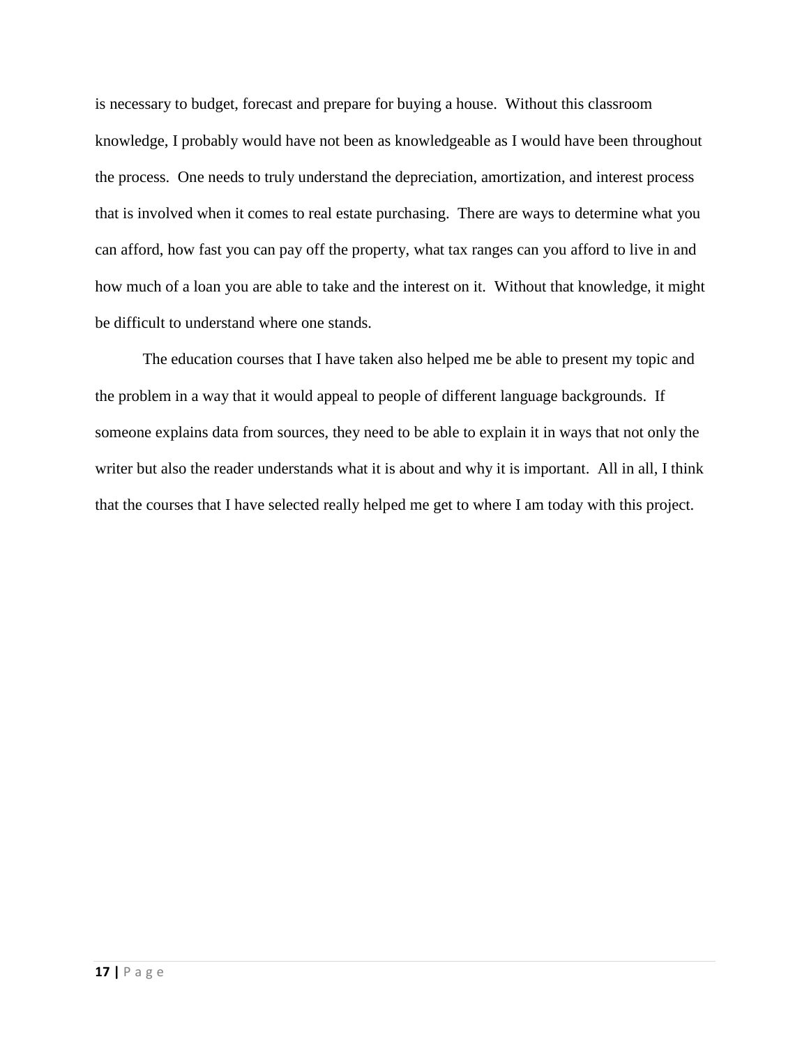is necessary to budget, forecast and prepare for buying a house. Without this classroom knowledge, I probably would have not been as knowledgeable as I would have been throughout the process. One needs to truly understand the depreciation, amortization, and interest process that is involved when it comes to real estate purchasing. There are ways to determine what you can afford, how fast you can pay off the property, what tax ranges can you afford to live in and how much of a loan you are able to take and the interest on it. Without that knowledge, it might be difficult to understand where one stands.

The education courses that I have taken also helped me be able to present my topic and the problem in a way that it would appeal to people of different language backgrounds. If someone explains data from sources, they need to be able to explain it in ways that not only the writer but also the reader understands what it is about and why it is important. All in all, I think that the courses that I have selected really helped me get to where I am today with this project.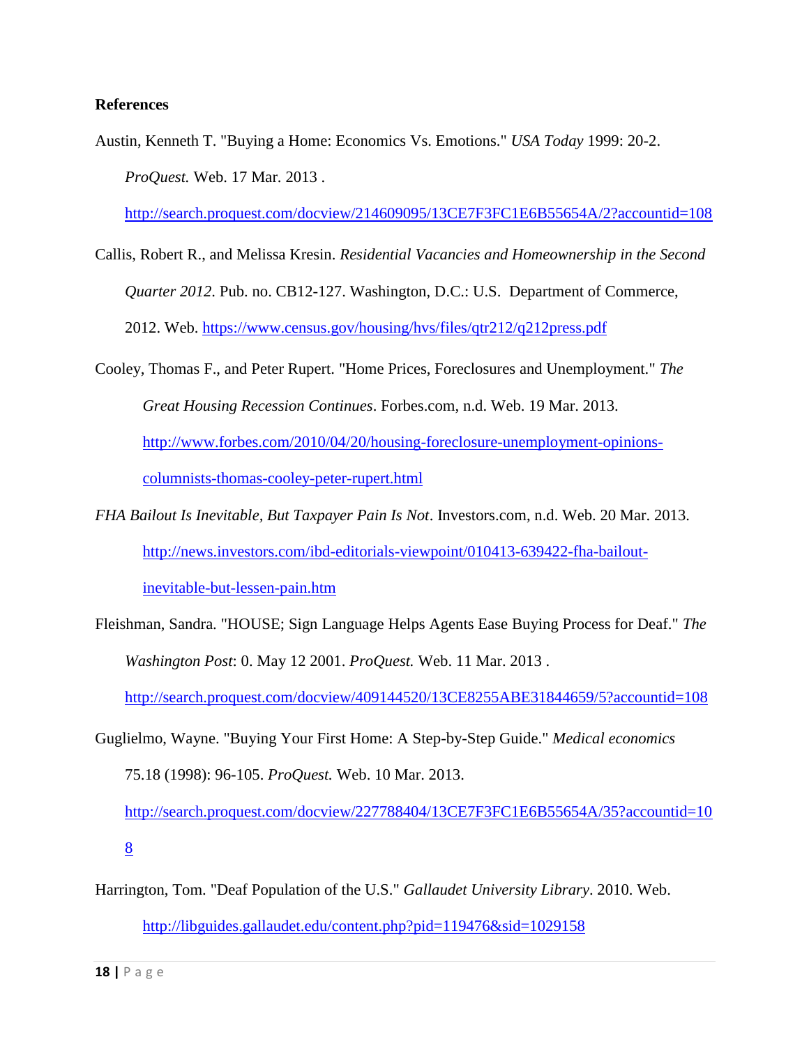**References**

Austin, Kenneth T. "Buying a Home: Economics Vs. Emotions." *USA Today* 1999: 20-2. *ProQuest.* Web. 17 Mar. 2013 . http://search.proquest.com/docview/214609095/13CE7F3FC1E6B55654A/2?accountid=108

Callis, Robert R., and Melissa Kresin. *Residential Vacancies and Homeownership in the Second Quarter 2012*. Pub. no. CB12-127. Washington, D.C.: U.S. Department of Commerce, 2012. Web. https://www.census.gov/housing/hvs/files/qtr212/q212press.pdf

Cooley, Thomas F., and Peter Rupert. "Home Prices, Foreclosures and Unemployment." *The Great Housing Recession Continues*. Forbes.com, n.d. Web. 19 Mar. 2013. http://www.forbes.com/2010/04/20/housing-foreclosure-unemployment-opinions-columnists-thomas-cooley-peter-rupert.html

*FHA Bailout Is Inevitable, But Taxpayer Pain Is Not*. Investors.com, n.d. Web. 20 Mar. 2013. http://news.investors.com/ibd-editorials-viewpoint/010413-639422-fha-bailout-inevitable-but-lessen-pain.htm

Fleishman, Sandra. "HOUSE; Sign Language Helps Agents Ease Buying Process for Deaf." *The Washington Post*: 0. May 12 2001. *ProQuest.* Web. 11 Mar. 2013 . http://search.proquest.com/docview/409144520/13CE8255ABE31844659/5?accountid=108

Guglielmo, Wayne. "Buying Your First Home: A Step-by-Step Guide." *Medical economics* 75.18 (1998): 96-105. *ProQuest.* Web. 10 Mar. 2013. http://search.proquest.com/docview/227788404/13CE7F3FC1E6B55654A/35?accountid=108

Harrington, Tom. "Deaf Population of the U.S." *Gallaudet University Library*. 2010. Web. http://libguides.gallaudet.edu/content.php?pid=119476&sid=1029158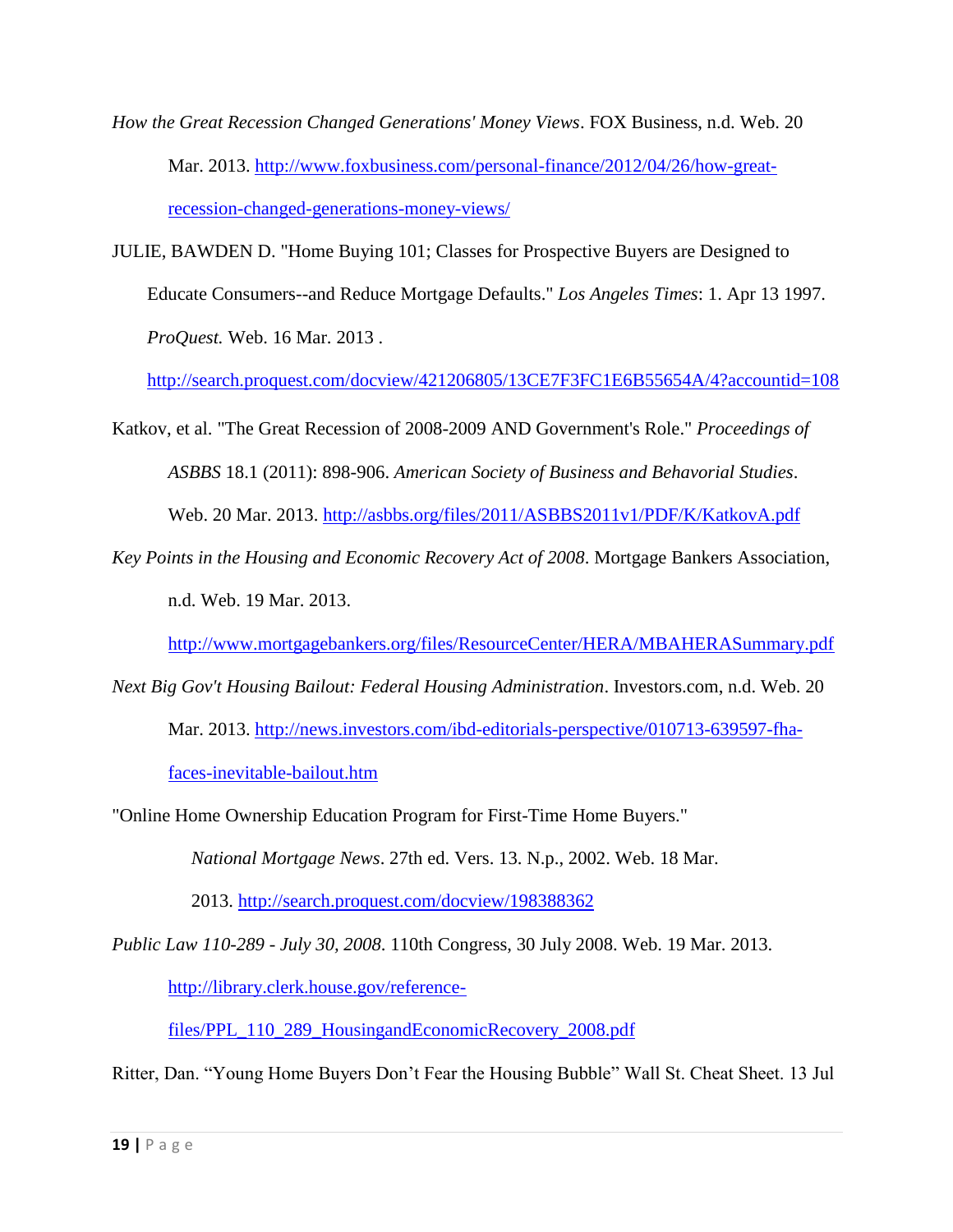*How the Great Recession Changed Generations' Money Views*. FOX Business, n.d. Web. 20 Mar. 2013. http://www.foxbusiness.com/personal-finance/2012/04/26/how-great-recession-changed-generations-money-views/

JULIE, BAWDEN D. "Home Buying 101; Classes for Prospective Buyers are Designed to Educate Consumers--and Reduce Mortgage Defaults." *Los Angeles Times*: 1. Apr 13 1997. *ProQuest.* Web. 16 Mar. 2013 . http://search.proquest.com/docview/421206805/13CE7F3FC1E6B55654A/4?accountid=108

Katkov, et al. "The Great Recession of 2008-2009 AND Government's Role." *Proceedings of ASBBS* 18.1 (2011): 898-906. *American Society of Business and Behavorial Studies*. Web. 20 Mar. 2013. http://asbbs.org/files/2011/ASBBS2011v1/PDF/K/KatkovA.pdf

*Key Points in the Housing and Economic Recovery Act of 2008*. Mortgage Bankers Association, n.d. Web. 19 Mar. 2013. http://www.mortgagebankers.org/files/ResourceCenter/HERA/MBAHERASummary.pdf

*Next Big Gov't Housing Bailout: Federal Housing Administration*. Investors.com, n.d. Web. 20 Mar. 2013. http://news.investors.com/ibd-editorials-perspective/010713-639597-fha-faces-inevitable-bailout.htm

"Online Home Ownership Education Program for First-Time Home Buyers." *National Mortgage News*. 27th ed. Vers. 13. N.p., 2002. Web. 18 Mar. 2013. http://search.proquest.com/docview/198388362

*Public Law 110-289 - July 30, 2008*. 110th Congress, 30 July 2008. Web. 19 Mar. 2013. http://library.clerk.house.gov/reference-files/PPL_110_289_HousingandEconomicRecovery_2008.pdf

Ritter, Dan. "Young Home Buyers Don't Fear the Housing Bubble" Wall St. Cheat Sheet. 13 Jul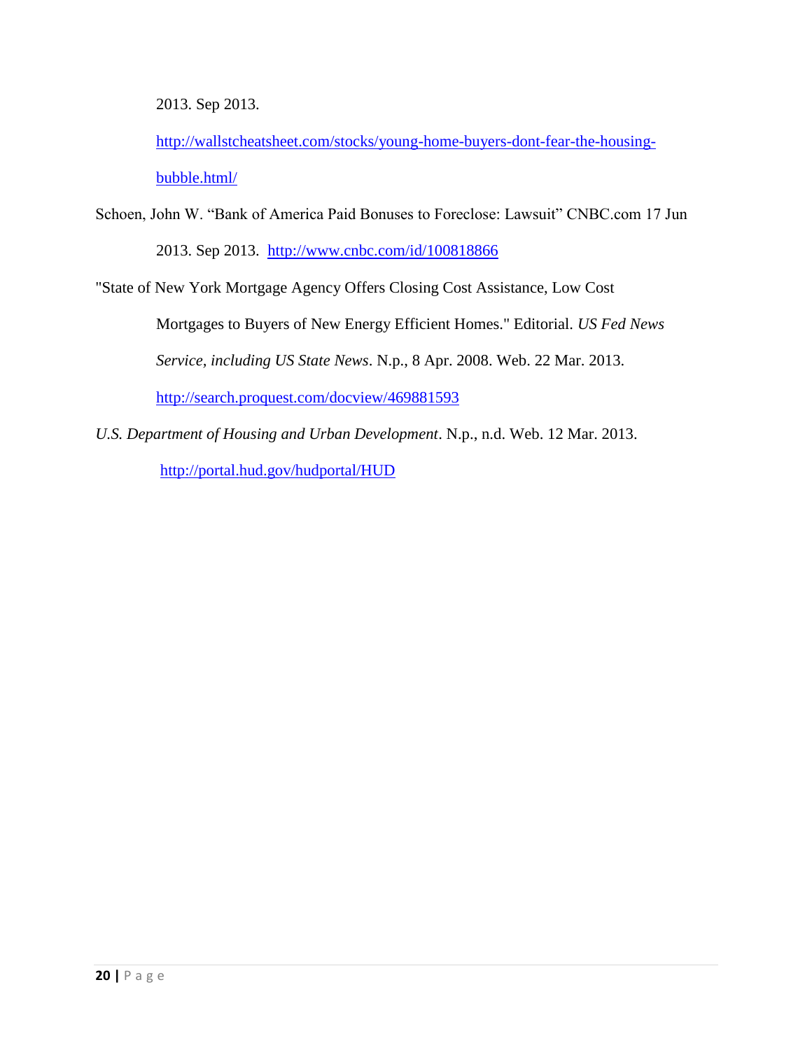2013. Sep 2013.

http://wallstcheatsheet.com/stocks/young-home-buyers-dont-fear-the-housing-bubble.html/

Schoen, John W. "Bank of America Paid Bonuses to Foreclose: Lawsuit" CNBC.com 17 Jun 2013. Sep 2013. http://www.cnbc.com/id/100818866

"State of New York Mortgage Agency Offers Closing Cost Assistance, Low Cost Mortgages to Buyers of New Energy Efficient Homes." Editorial. *US Fed News Service, including US State News*. N.p., 8 Apr. 2008. Web. 22 Mar. 2013. http://search.proquest.com/docview/469881593

*U.S. Department of Housing and Urban Development*. N.p., n.d. Web. 12 Mar. 2013. http://portal.hud.gov/hudportal/HUD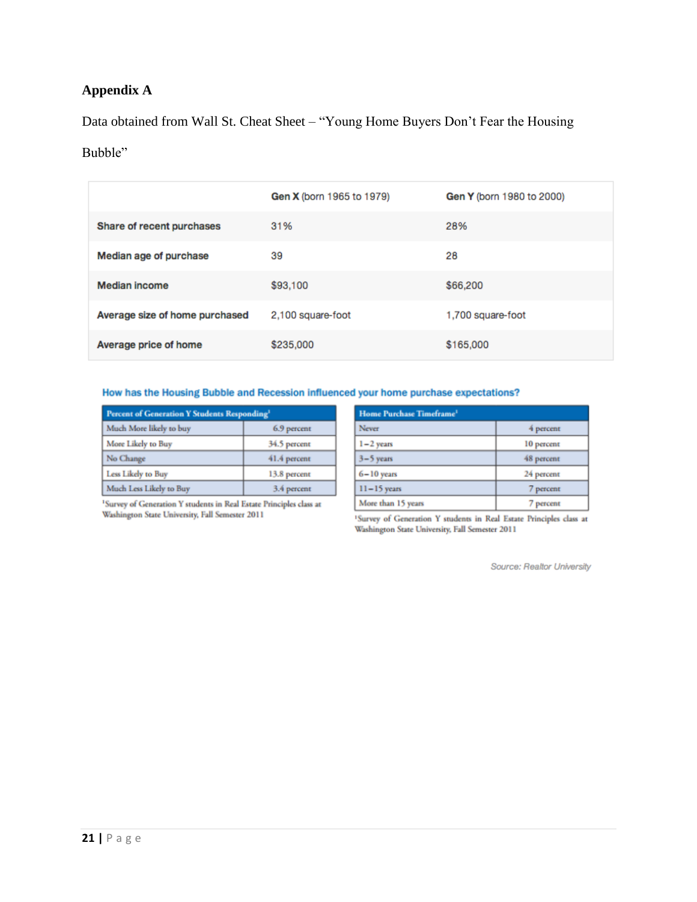### Appendix A

Data obtained from Wall St. Cheat Sheet – "Young Home Buyers Don't Fear the Housing Bubble"

| | **Gen X** (born 1965 to 1979) | **Gen Y** (born 1980 to 2000) |
|---|---|---|
| **Share of recent purchases** | 31% | 28% |
| **Median age of purchase** | 39 | 28 |
| **Median income** | $93,100 | $66,200 |
| **Average size of home purchased** | 2,100 square-foot | 1,700 square-foot |
| **Average price of home** | $235,000 | $165,000 |

**How has the Housing Bubble and Recession influenced your home purchase expectations?**

| Percent of Generation Y Students Responding[1] | |
|---|---|
| Much More likely to buy | 6.9 percent |
| More Likely to Buy | 34.5 percent |
| No Change | 41.4 percent |
| Less Likely to Buy | 13.8 percent |
| Much Less Likely to Buy | 3.4 percent |

[1]Survey of Generation Y students in Real Estate Principles class at Washington State University, Fall Semester 2011

| Home Purchase Timeframe[1] | |
|---|---|
| Never | 4 percent |
| 1–2 years | 10 percent |
| 3–5 years | 48 percent |
| 6–10 years | 24 percent |
| 11–15 years | 7 percent |
| More than 15 years | 7 percent |

[1]Survey of Generation Y students in Real Estate Principles class at Washington State University, Fall Semester 2011

*Source: Realtor University*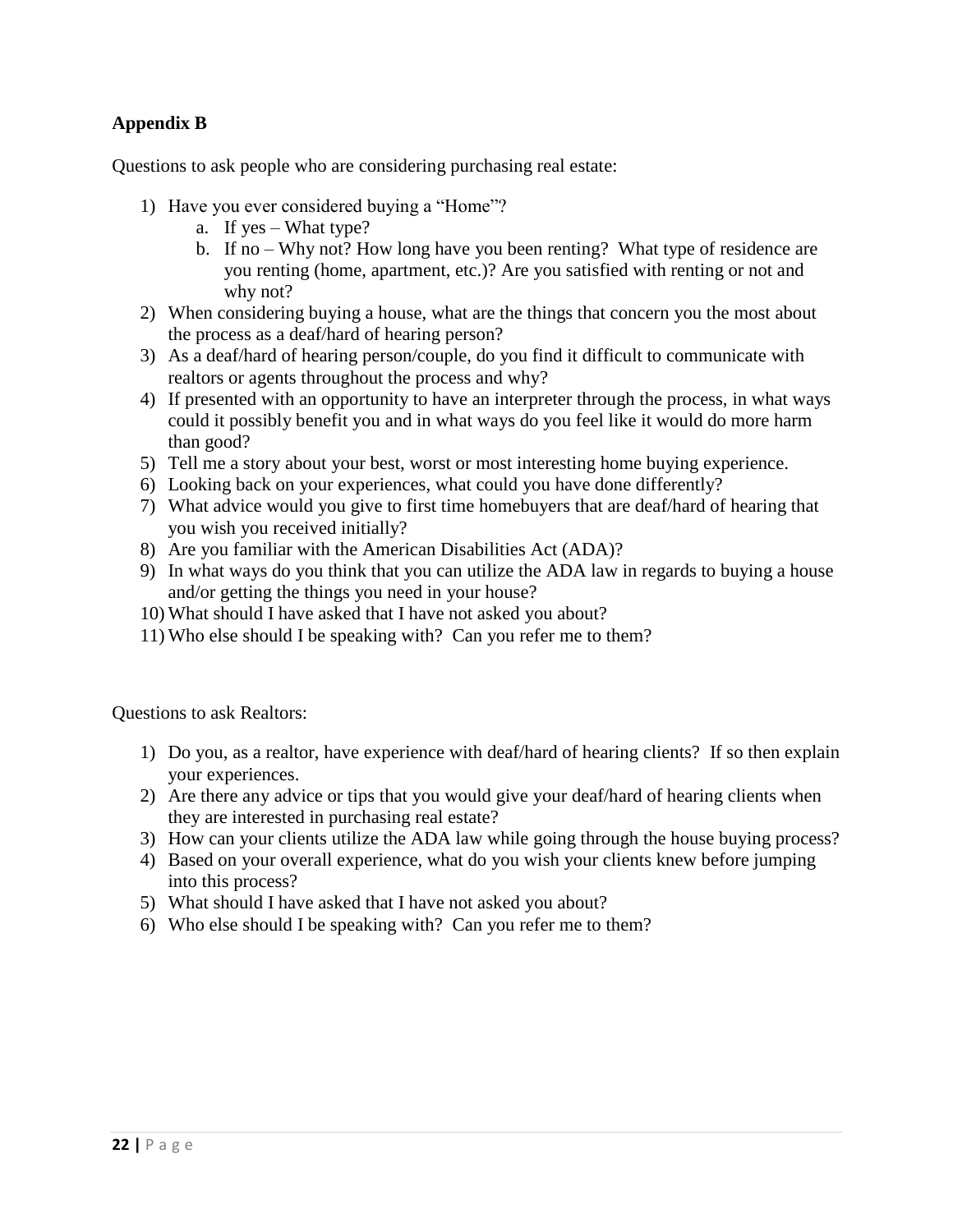## Appendix B

Questions to ask people who are considering purchasing real estate:

1) Have you ever considered buying a "Home"?
   a. If yes – What type?
   b. If no – Why not? How long have you been renting? What type of residence are you renting (home, apartment, etc.)? Are you satisfied with renting or not and why not?
2) When considering buying a house, what are the things that concern you the most about the process as a deaf/hard of hearing person?
3) As a deaf/hard of hearing person/couple, do you find it difficult to communicate with realtors or agents throughout the process and why?
4) If presented with an opportunity to have an interpreter through the process, in what ways could it possibly benefit you and in what ways do you feel like it would do more harm than good?
5) Tell me a story about your best, worst or most interesting home buying experience.
6) Looking back on your experiences, what could you have done differently?
7) What advice would you give to first time homebuyers that are deaf/hard of hearing that you wish you received initially?
8) Are you familiar with the American Disabilities Act (ADA)?
9) In what ways do you think that you can utilize the ADA law in regards to buying a house and/or getting the things you need in your house?
10) What should I have asked that I have not asked you about?
11) Who else should I be speaking with? Can you refer me to them?

Questions to ask Realtors:

1) Do you, as a realtor, have experience with deaf/hard of hearing clients? If so then explain your experiences.
2) Are there any advice or tips that you would give your deaf/hard of hearing clients when they are interested in purchasing real estate?
3) How can your clients utilize the ADA law while going through the house buying process?
4) Based on your overall experience, what do you wish your clients knew before jumping into this process?
5) What should I have asked that I have not asked you about?
6) Who else should I be speaking with? Can you refer me to them?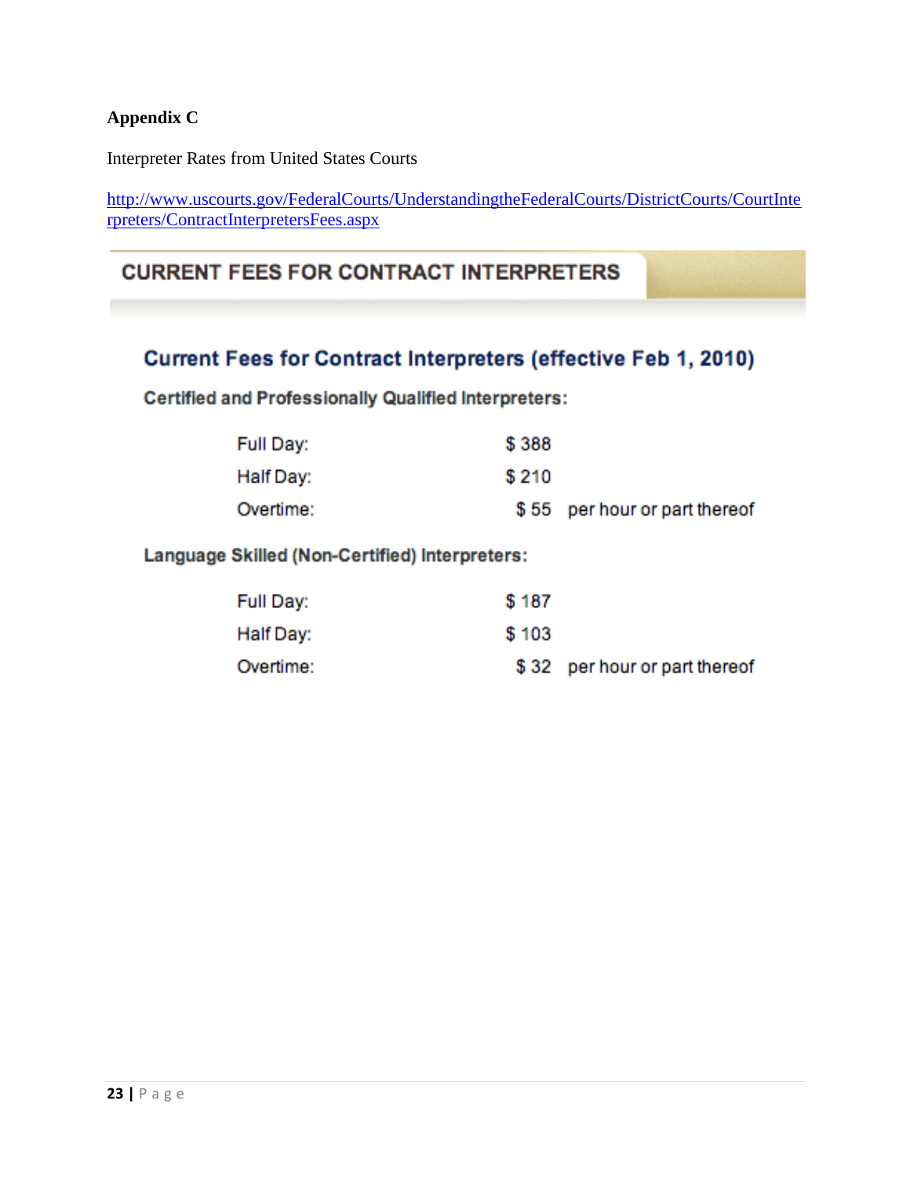**Appendix C**

Interpreter Rates from United States Courts

http://www.uscourts.gov/FederalCourts/UnderstandingtheFederalCourts/DistrictCourts/CourtInterpreters/ContractInterpretersFees.aspx

## CURRENT FEES FOR CONTRACT INTERPRETERS

### Current Fees for Contract Interpreters (effective Feb 1, 2010)

**Certified and Professionally Qualified Interpreters:**

| | | |
|---|---|---|
| Full Day: | $ 388 | |
| Half Day: | $ 210 | |
| Overtime: | $ 55 | per hour or part thereof |

**Language Skilled (Non-Certified) Interpreters:**

| | | |
|---|---|---|
| Full Day: | $ 187 | |
| Half Day: | $ 103 | |
| Overtime: | $ 32 | per hour or part thereof |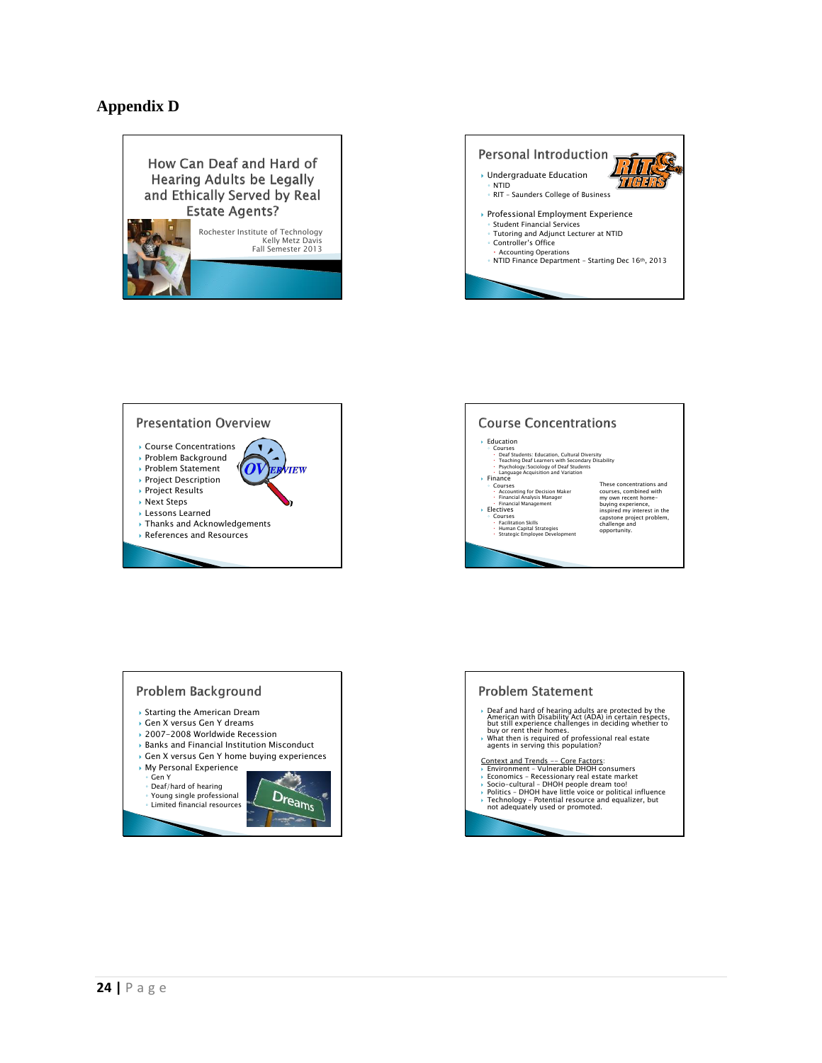# Appendix D

## How Can Deaf and Hard of Hearing Adults be Legally and Ethically Served by Real Estate Agents?

Rochester Institute of Technology
Kelly Metz Davis
Fall Semester 2013

## Personal Introduction

- Undergraduate Education
  - NTID
  - RIT – Saunders College of Business
- Professional Employment Experience
  - Student Financial Services
  - Tutoring and Adjunct Lecturer at NTID
  - Controller's Office
    - Accounting Operations
  - NTID Finance Department – Starting Dec 16th, 2013

## Presentation Overview

- Course Concentrations
- Problem Background
- Problem Statement
- Project Description
- Project Results
- Next Steps
- Lessons Learned
- Thanks and Acknowledgements
- References and Resources

## Course Concentrations

- Education
  - Courses
    - Deaf Students: Education, Cultural Diversity
    - Teaching Deaf Learners with Secondary Disability
    - Psychology/Sociology of Deaf Students
    - Language Acquisition and Variation
- Finance
  - Courses
    - Accounting for Decision Maker
    - Financial Analysis Manager
    - Financial Management
- Electives
  - Courses
    - Facilitation Skills
    - Human Capital Strategies
    - Strategic Employee Development

These concentrations and courses, combined with my own recent home-buying experience, inspired my interest in the capstone project problem, challenge and opportunity.

## Problem Background

- Starting the American Dream
- Gen X versus Gen Y dreams
- 2007-2008 Worldwide Recession
- Banks and Financial Institution Misconduct
- Gen X versus Gen Y home buying experiences
- My Personal Experience
  - Gen Y
  - Deaf/hard of hearing
  - Young single professional
  - Limited financial resources

## Problem Statement

- Deaf and hard of hearing adults are protected by the American with Disability Act (ADA) in certain respects, but still experience challenges in deciding whether to buy or rent their homes.
- What then is required of professional real estate agents in serving this population?

Context and Trends -- Core Factors:

- Environment – Vulnerable DHOH consumers
- Economics – Recessionary real estate market
- Socio-cultural – DHOH people dream too!
- Politics – DHOH have little voice or political influence
- Technology – Potential resource and equalizer, but not adequately used or promoted.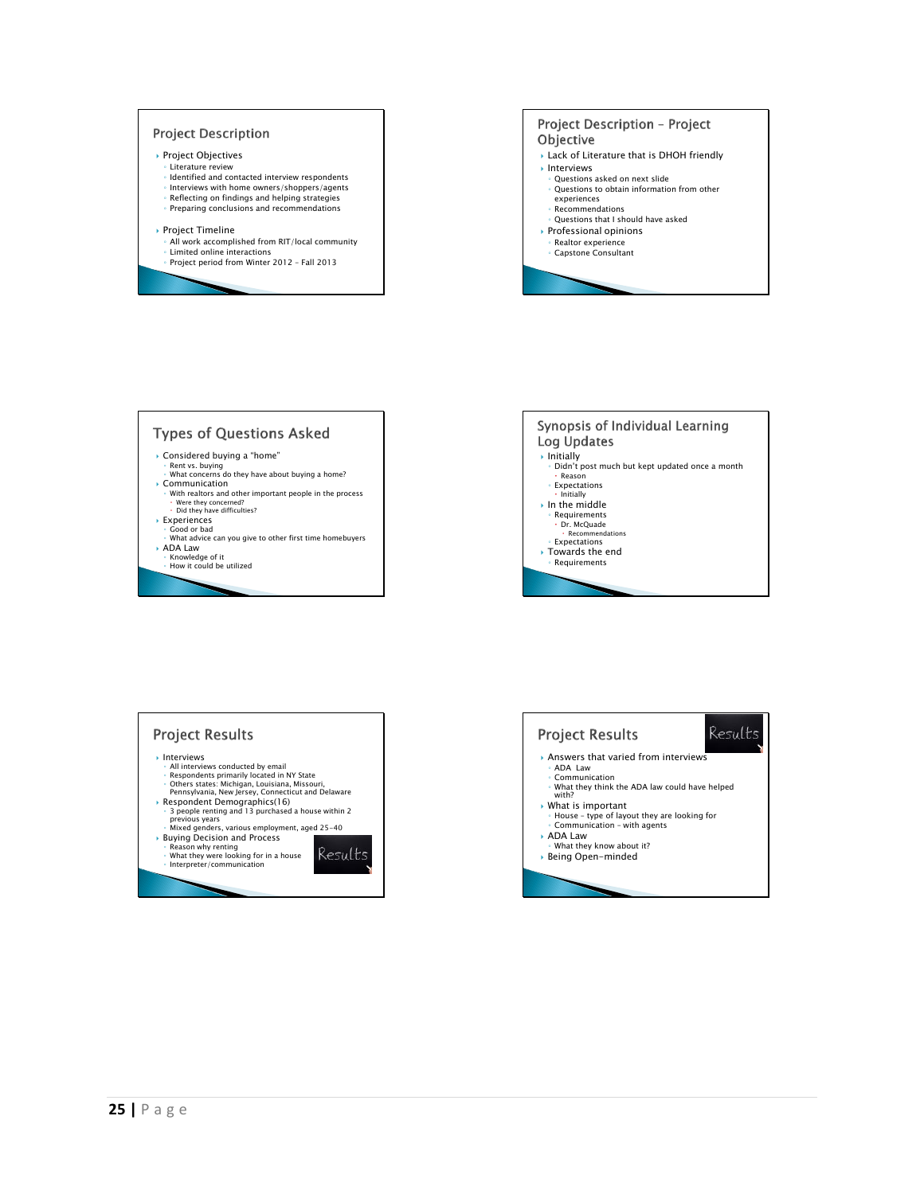## Project Description

- Project Objectives
  - Literature review
  - Identified and contacted interview respondents
  - Interviews with home owners/shoppers/agents
  - Reflecting on findings and helping strategies
  - Preparing conclusions and recommendations
- Project Timeline
  - All work accomplished from RIT/local community
  - Limited online interactions
  - Project period from Winter 2012 – Fall 2013

## Project Description – Project Objective

- Lack of Literature that is DHOH friendly
- Interviews
  - Questions asked on next slide
  - Questions to obtain information from other experiences
  - Recommendations
  - Questions that I should have asked
- Professional opinions
  - Realtor experience
  - Capstone Consultant

## Types of Questions Asked

- Considered buying a "home"
  - Rent vs. buying
  - What concerns do they have about buying a home?
- Communication
  - With realtors and other important people in the process
    - Were they concerned?
    - Did they have difficulties?
- Experiences
  - Good or bad
  - What advice can you give to other first time homebuyers
- ADA Law
  - Knowledge of it
  - How it could be utilized

## Synopsis of Individual Learning Log Updates

- Initially
  - Didn't post much but kept updated once a month
    - Reason
  - Expectations
    - Initially
- In the middle
  - Requirements
    - Dr. McQuade
      - Recommendations
  - Expectations
- Towards the end
  - Requirements

## Project Results

- Interviews
  - All interviews conducted by email
  - Respondents primarily located in NY State
  - Others states: Michigan, Louisiana, Missouri, Pennsylvania, New Jersey, Connecticut and Delaware
- Respondent Demographics(16)
  - 3 people renting and 13 purchased a house within 2 previous years
  - Mixed genders, various employment, aged 25-40
- Buying Decision and Process
  - Reason why renting
  - What they were looking for in a house
  - Interpreter/communication

## Project Results

- Answers that varied from interviews
  - ADA Law
  - Communication
  - What they think the ADA law could have helped with?
- What is important
  - House – type of layout they are looking for
  - Communication – with agents
- ADA Law
  - What they know about it?
- Being Open-minded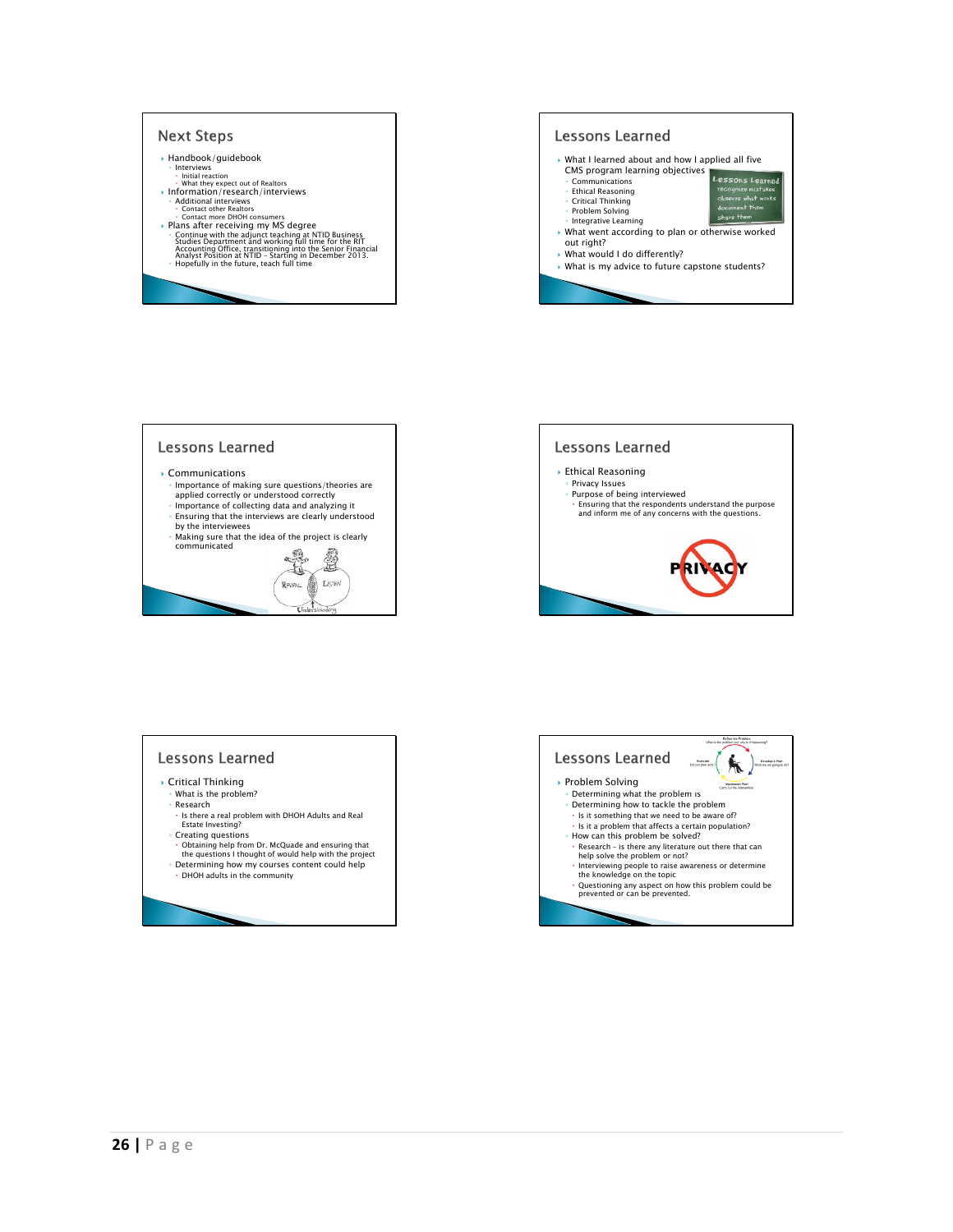## Next Steps

- Handbook/guidebook
  - Interviews
    - Initial reaction
    - What they expect out of Realtors
- Information/research/interviews
  - Additional interviews
    - Contact other Realtors
    - Contact more DHOH consumers
- Plans after receiving my MS degree
  - Continue with the adjunct teaching at NTID Business Studies Department and working full time for the RIT Accounting Office, transitioning into the Senior Financial Analyst Position at NTID – Starting in December 2013.
  - Hopefully in the future, teach full time

## Lessons Learned

- What I learned about and how I applied all five CMS program learning objectives
  - Communications
  - Ethical Reasoning
  - Critical Thinking
  - Problem Solving
  - Integrative Learning
- What went according to plan or otherwise worked out right?
- What would I do differently?
- What is my advice to future capstone students?

## Lessons Learned

- Communications
  - Importance of making sure questions/theories are applied correctly or understood correctly
  - Importance of collecting data and analyzing it
  - Ensuring that the interviews are clearly understood by the interviewees
  - Making sure that the idea of the project is clearly communicated

## Lessons Learned

- Ethical Reasoning
  - Privacy Issues
  - Purpose of being interviewed
    - Ensuring that the respondents understand the purpose and inform me of any concerns with the questions.

## Lessons Learned

- Critical Thinking
  - What is the problem?
  - Research
    - Is there a real problem with DHOH Adults and Real Estate Investing?
  - Creating questions
    - Obtaining help from Dr. McQuade and ensuring that the questions I thought of would help with the project
  - Determining how my courses content could help
    - DHOH adults in the community

## Lessons Learned

- Problem Solving
  - Determining what the problem is
  - Determining how to tackle the problem
    - Is it something that we need to be aware of?
    - Is it a problem that affects a certain population?
  - How can this problem be solved?
    - Research – is there any literature out there that can help solve the problem or not?
    - Interviewing people to raise awareness or determine the knowledge on the topic
    - Questioning any aspect on how this problem could be prevented or can be prevented.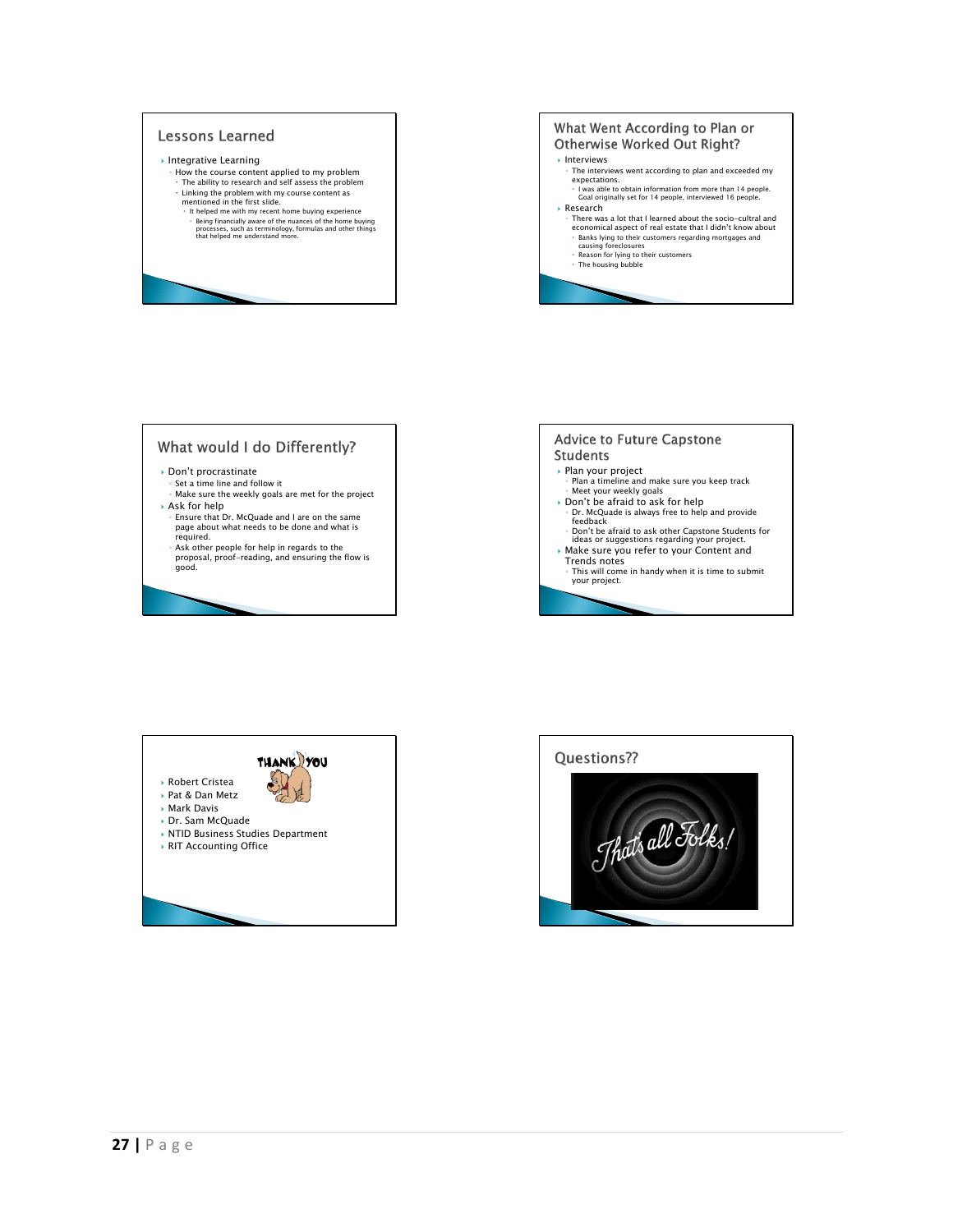## Lessons Learned

- Integrative Learning
  - How the course content applied to my problem
    - The ability to research and self assess the problem
    - Linking the problem with my course content as mentioned in the first slide.
      - It helped me with my recent home buying experience
        - Being financially aware of the nuances of the home buying processes, such as terminology, formulas and other things that helped me understand more.

## What Went According to Plan or Otherwise Worked Out Right?

- Interviews
  - The interviews went according to plan and exceeded my expectations.
    - I was able to obtain information from more than 14 people. Goal originally set for 14 people, interviewed 16 people.
- Research
  - There was a lot that I learned about the socio-cultral and economical aspect of real estate that I didn't know about
    - Banks lying to their customers regarding mortgages and causing foreclosures
    - Reason for lying to their customers
    - The housing bubble

## What would I do Differently?

- Don't procrastinate
  - Set a time line and follow it
  - Make sure the weekly goals are met for the project
- Ask for help
  - Ensure that Dr. McQuade and I are on the same page about what needs to be done and what is required.
  - Ask other people for help in regards to the proposal, proof-reading, and ensuring the flow is good.

## Advice to Future Capstone Students

- Plan your project
  - Plan a timeline and make sure you keep track
  - Meet your weekly goals
- Don't be afraid to ask for help
  - Dr. McQuade is always free to help and provide feedback
  - Don't be afraid to ask other Capstone Students for ideas or suggestions regarding your project.
- Make sure you refer to your Content and Trends notes
  - This will come in handy when it is time to submit your project.

## THANK YOU

- Robert Cristea
- Pat & Dan Metz
- Mark Davis
- Dr. Sam McQuade
- NTID Business Studies Department
- RIT Accounting Office

## Questions??

That's all Folks!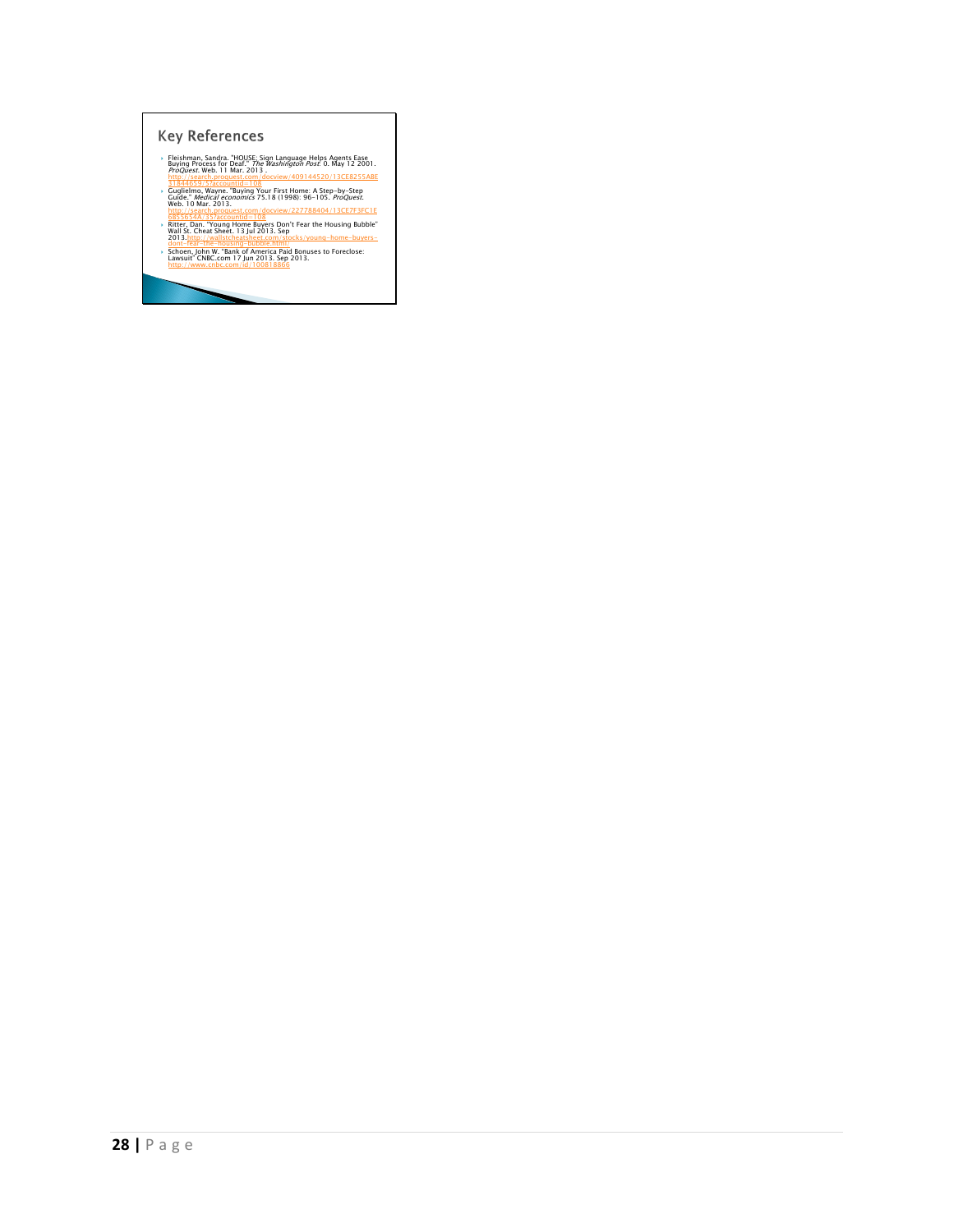## Key References

- Fleishman, Sandra. "HOUSE; Sign Language Helps Agents Ease Buying Process for Deaf." *The Washington Post*. 0. May 12 2001. *ProQuest*. Web. 11 Mar. 2013 . http://search.proquest.com/docview/409144520/13CE8255A8E31844659/5?accountid=108
- Guglielmo, Wayne. "Buying Your First Home: A Step-by-Step Guide." *Medical economics* 75.18 (1998): 96-105. *ProQuest*. Web. 10 Mar. 2013. http://search.proquest.com/docview/227788404/13CE7F3FC1E6B55654A/35?accountid=108
- Ritter, Dan. "Young Home Buyers Don't Fear the Housing Bubble" Wall St. Cheat Sheet. 13 Jul 2013. Sep 2013.http://wallstcheatsheet.com/stocks/young-home-buyers-dont-fear-the-housing-bubble.html/
- Schoen, John W. "Bank of America Paid Bonuses to Foreclose: Lawsuit" CNBC.com 17 Jun 2013. Sep 2013. http://www.cnbc.com/id/100818866